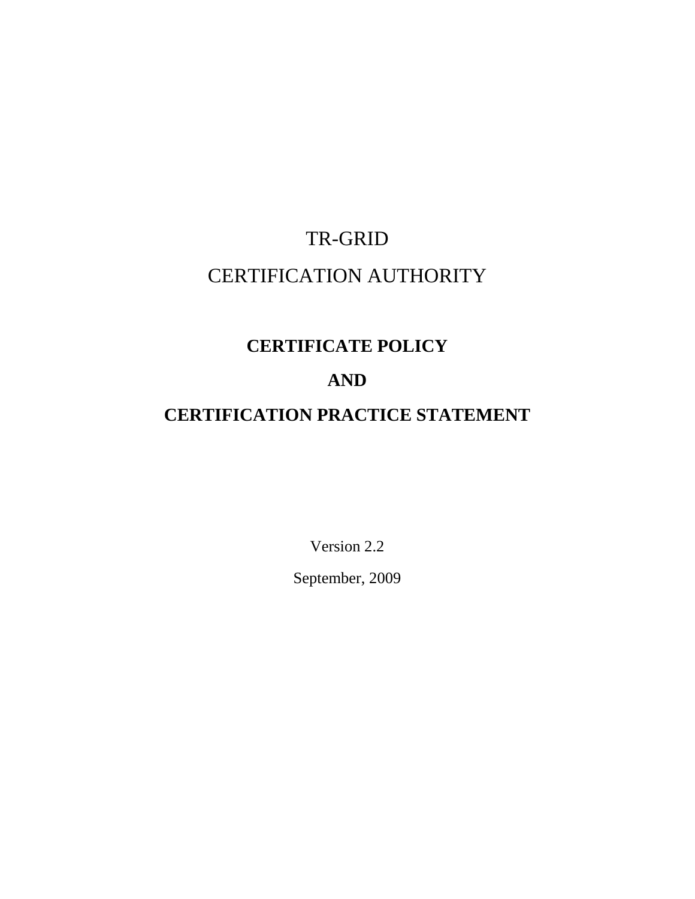# TR-GRID

# CERTIFICATION AUTHORITY

## CERTIFICATE POLICY

## AND

## CERTIFICATION PRACTICE STATEMENT

Version 2.2

September, 2009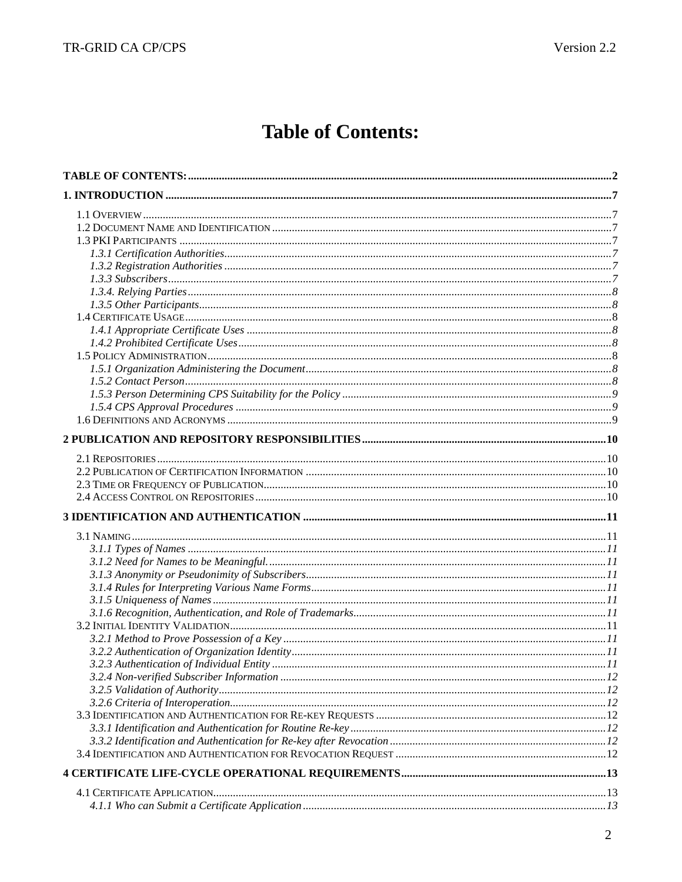# Table of Contents:

**TABLE OF CONTENTS:** ..... **2**

**1. INTRODUCTION** ..... **7**

- 1.1 OVERVIEW ..... 7
- 1.2 DOCUMENT NAME AND IDENTIFICATION ..... 7
- 1.3 PKI PARTICIPANTS ..... 7
  - *1.3.1 Certification Authorities* ..... *7*
  - *1.3.2 Registration Authorities* ..... *7*
  - *1.3.3 Subscribers* ..... *7*
  - *1.3.4. Relying Parties* ..... *8*
  - *1.3.5 Other Participants* ..... *8*
- 1.4 CERTIFICATE USAGE ..... 8
  - *1.4.1 Appropriate Certificate Uses* ..... *8*
  - *1.4.2 Prohibited Certificate Uses* ..... *8*
- 1.5 POLICY ADMINISTRATION ..... 8
  - *1.5.1 Organization Administering the Document* ..... *8*
  - *1.5.2 Contact Person* ..... *8*
  - *1.5.3 Person Determining CPS Suitability for the Policy* ..... *9*
  - *1.5.4 CPS Approval Procedures* ..... *9*
- 1.6 DEFINITIONS AND ACRONYMS ..... 9

**2 PUBLICATION AND REPOSITORY RESPONSIBILITIES** ..... **10**

- 2.1 REPOSITORIES ..... 10
- 2.2 PUBLICATION OF CERTIFICATION INFORMATION ..... 10
- 2.3 TIME OR FREQUENCY OF PUBLICATION ..... 10
- 2.4 ACCESS CONTROL ON REPOSITORIES ..... 10

**3 IDENTIFICATION AND AUTHENTICATION** ..... **11**

- 3.1 NAMING ..... 11
  - *3.1.1 Types of Names* ..... *11*
  - *3.1.2 Need for Names to be Meaningful.* ..... *11*
  - *3.1.3 Anonymity or Pseudonimity of Subscribers* ..... *11*
  - *3.1.4 Rules for Interpreting Various Name Forms* ..... *11*
  - *3.1.5 Uniqueness of Names* ..... *11*
  - *3.1.6 Recognition, Authentication, and Role of Trademarks* ..... *11*
- 3.2 INITIAL IDENTITY VALIDATION ..... 11
  - *3.2.1 Method to Prove Possession of a Key* ..... *11*
  - *3.2.2 Authentication of Organization Identity* ..... *11*
  - *3.2.3 Authentication of Individual Entity* ..... *11*
  - *3.2.4 Non-verified Subscriber Information* ..... *12*
  - *3.2.5 Validation of Authority* ..... *12*
  - *3.2.6 Criteria of Interoperation* ..... *12*
- 3.3 IDENTIFICATION AND AUTHENTICATION FOR RE-KEY REQUESTS ..... 12
  - *3.3.1 Identification and Authentication for Routine Re-key* ..... *12*
  - *3.3.2 Identification and Authentication for Re-key after Revocation* ..... *12*
- 3.4 IDENTIFICATION AND AUTHENTICATION FOR REVOCATION REQUEST ..... 12

**4 CERTIFICATE LIFE-CYCLE OPERATIONAL REQUIREMENTS** ..... **13**

- 4.1 CERTIFICATE APPLICATION ..... 13
  - *4.1.1 Who can Submit a Certificate Application* ..... *13*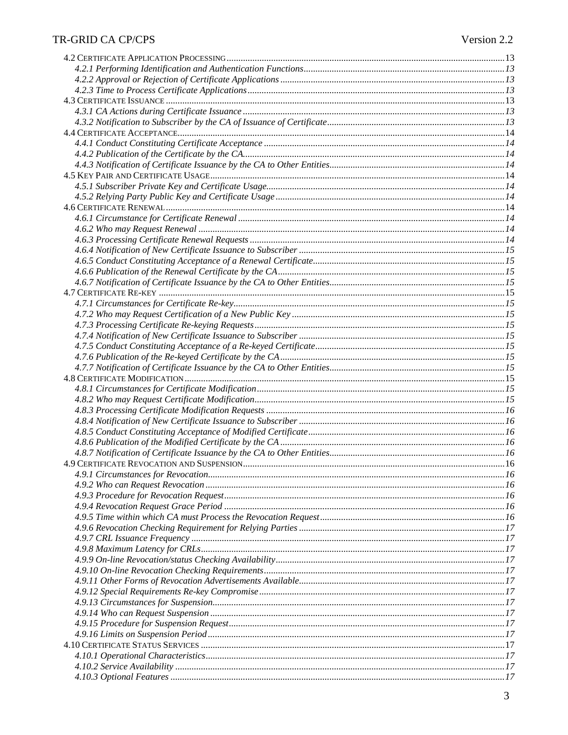4.2 CERTIFICATE APPLICATION PROCESSING ..... 13
*4.2.1 Performing Identification and Authentication Functions ..... 13*
*4.2.2 Approval or Rejection of Certificate Applications ..... 13*
*4.2.3 Time to Process Certificate Applications ..... 13*
4.3 CERTIFICATE ISSUANCE ..... 13
*4.3.1 CA Actions during Certificate Issuance ..... 13*
*4.3.2 Notification to Subscriber by the CA of Issuance of Certificate ..... 13*
4.4 CERTIFICATE ACCEPTANCE ..... 14
*4.4.1 Conduct Constituting Certificate Acceptance ..... 14*
*4.4.2 Publication of the Certificate by the CA ..... 14*
*4.4.3 Notification of Certificate Issuance by the CA to Other Entities ..... 14*
4.5 KEY PAIR AND CERTIFICATE USAGE ..... 14
*4.5.1 Subscriber Private Key and Certificate Usage ..... 14*
*4.5.2 Relying Party Public Key and Certificate Usage ..... 14*
4.6 CERTIFICATE RENEWAL ..... 14
*4.6.1 Circumstance for Certificate Renewal ..... 14*
*4.6.2 Who may Request Renewal ..... 14*
*4.6.3 Processing Certificate Renewal Requests ..... 14*
*4.6.4 Notification of New Certificate Issuance to Subscriber ..... 15*
*4.6.5 Conduct Constituting Acceptance of a Renewal Certificate ..... 15*
*4.6.6 Publication of the Renewal Certificate by the CA ..... 15*
*4.6.7 Notification of Certificate Issuance by the CA to Other Entities ..... 15*
4.7 CERTIFICATE RE-KEY ..... 15
*4.7.1 Circumstances for Certificate Re-key ..... 15*
*4.7.2 Who may Request Certification of a New Public Key ..... 15*
*4.7.3 Processing Certificate Re-keying Requests ..... 15*
*4.7.4 Notification of New Certificate Issuance to Subscriber ..... 15*
*4.7.5 Conduct Constituting Acceptance of a Re-keyed Certificate ..... 15*
*4.7.6 Publication of the Re-keyed Certificate by the CA ..... 15*
*4.7.7 Notification of Certificate Issuance by the CA to Other Entities ..... 15*
4.8 CERTIFICATE MODIFICATION ..... 15
*4.8.1 Circumstances for Certificate Modification ..... 15*
*4.8.2 Who may Request Certificate Modification ..... 15*
*4.8.3 Processing Certificate Modification Requests ..... 16*
*4.8.4 Notification of New Certificate Issuance to Subscriber ..... 16*
*4.8.5 Conduct Constituting Acceptance of Modified Certificate ..... 16*
*4.8.6 Publication of the Modified Certificate by the CA ..... 16*
*4.8.7 Notification of Certificate Issuance by the CA to Other Entities ..... 16*
4.9 CERTIFICATE REVOCATION AND SUSPENSION ..... 16
*4.9.1 Circumstances for Revocation ..... 16*
*4.9.2 Who can Request Revocation ..... 16*
*4.9.3 Procedure for Revocation Request ..... 16*
*4.9.4 Revocation Request Grace Period ..... 16*
*4.9.5 Time within which CA must Process the Revocation Request ..... 16*
*4.9.6 Revocation Checking Requirement for Relying Parties ..... 17*
*4.9.7 CRL Issuance Frequency ..... 17*
*4.9.8 Maximum Latency for CRLs ..... 17*
*4.9.9 On-line Revocation/status Checking Availability ..... 17*
*4.9.10 On-line Revocation Checking Requirements ..... 17*
*4.9.11 Other Forms of Revocation Advertisements Available ..... 17*
*4.9.12 Special Requirements Re-key Compromise ..... 17*
*4.9.13 Circumstances for Suspension ..... 17*
*4.9.14 Who can Request Suspension ..... 17*
*4.9.15 Procedure for Suspension Request ..... 17*
*4.9.16 Limits on Suspension Period ..... 17*
4.10 CERTIFICATE STATUS SERVICES ..... 17
*4.10.1 Operational Characteristics ..... 17*
*4.10.2 Service Availability ..... 17*
*4.10.3 Optional Features ..... 17*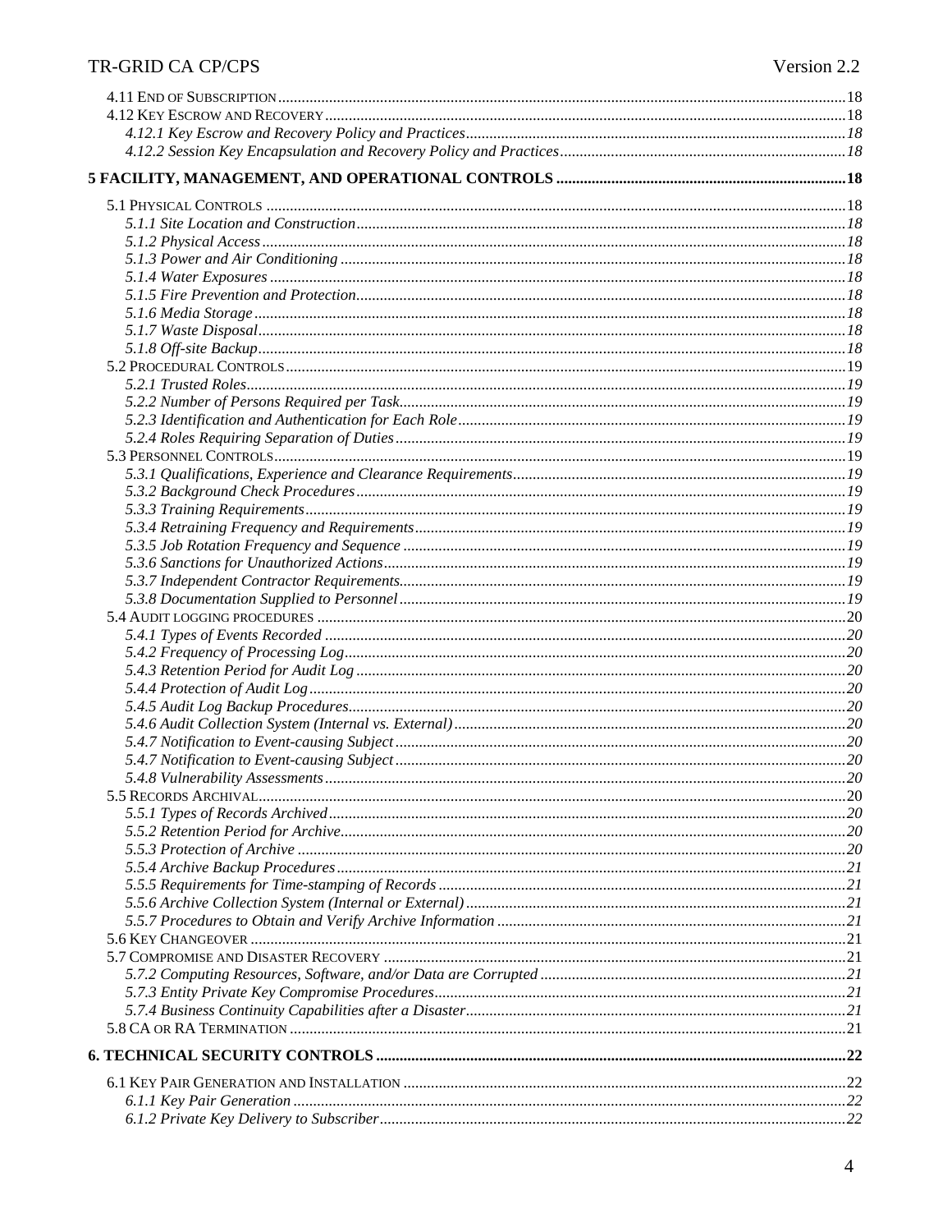4.11 End of Subscription ........ 18
4.12 Key Escrow and Recovery ........ 18
*4.12.1 Key Escrow and Recovery Policy and Practices ........ 18*
*4.12.2 Session Key Encapsulation and Recovery Policy and Practices ........ 18*

**5 FACILITY, MANAGEMENT, AND OPERATIONAL CONTROLS ........ 18**

5.1 Physical Controls ........ 18
*5.1.1 Site Location and Construction ........ 18*
*5.1.2 Physical Access ........ 18*
*5.1.3 Power and Air Conditioning ........ 18*
*5.1.4 Water Exposures ........ 18*
*5.1.5 Fire Prevention and Protection ........ 18*
*5.1.6 Media Storage ........ 18*
*5.1.7 Waste Disposal ........ 18*
*5.1.8 Off-site Backup ........ 18*
5.2 Procedural Controls ........ 19
*5.2.1 Trusted Roles ........ 19*
*5.2.2 Number of Persons Required per Task ........ 19*
*5.2.3 Identification and Authentication for Each Role ........ 19*
*5.2.4 Roles Requiring Separation of Duties ........ 19*
5.3 Personnel Controls ........ 19
*5.3.1 Qualifications, Experience and Clearance Requirements ........ 19*
*5.3.2 Background Check Procedures ........ 19*
*5.3.3 Training Requirements ........ 19*
*5.3.4 Retraining Frequency and Requirements ........ 19*
*5.3.5 Job Rotation Frequency and Sequence ........ 19*
*5.3.6 Sanctions for Unauthorized Actions ........ 19*
*5.3.7 Independent Contractor Requirements ........ 19*
*5.3.8 Documentation Supplied to Personnel ........ 19*
5.4 Audit logging procedures ........ 20
*5.4.1 Types of Events Recorded ........ 20*
*5.4.2 Frequency of Processing Log ........ 20*
*5.4.3 Retention Period for Audit Log ........ 20*
*5.4.4 Protection of Audit Log ........ 20*
*5.4.5 Audit Log Backup Procedures ........ 20*
*5.4.6 Audit Collection System (Internal vs. External) ........ 20*
*5.4.7 Notification to Event-causing Subject ........ 20*
*5.4.7 Notification to Event-causing Subject ........ 20*
*5.4.8 Vulnerability Assessments ........ 20*
5.5 Records Archival ........ 20
*5.5.1 Types of Records Archived ........ 20*
*5.5.2 Retention Period for Archive ........ 20*
*5.5.3 Protection of Archive ........ 20*
*5.5.4 Archive Backup Procedures ........ 21*
*5.5.5 Requirements for Time-stamping of Records ........ 21*
*5.5.6 Archive Collection System (Internal or External) ........ 21*
*5.5.7 Procedures to Obtain and Verify Archive Information ........ 21*
5.6 Key Changeover ........ 21
5.7 Compromise and Disaster Recovery ........ 21
*5.7.2 Computing Resources, Software, and/or Data are Corrupted ........ 21*
*5.7.3 Entity Private Key Compromise Procedures ........ 21*
*5.7.4 Business Continuity Capabilities after a Disaster ........ 21*
5.8 CA or RA Termination ........ 21

**6. TECHNICAL SECURITY CONTROLS ........ 22**

6.1 Key Pair Generation and Installation ........ 22
*6.1.1 Key Pair Generation ........ 22*
*6.1.2 Private Key Delivery to Subscriber ........ 22*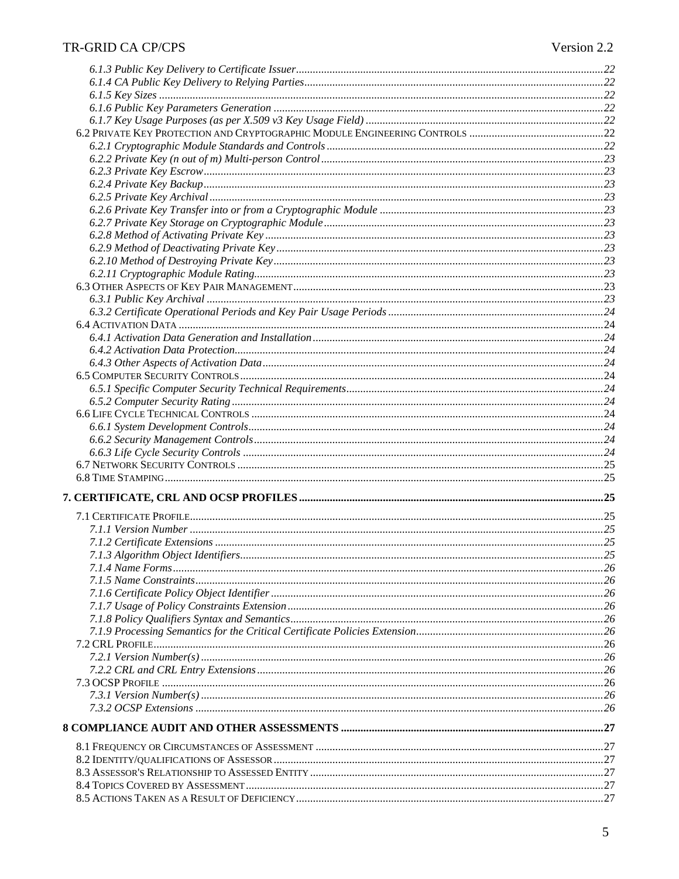*6.1.3 Public Key Delivery to Certificate Issuer*.....22
*6.1.4 CA Public Key Delivery to Relying Parties*.....22
*6.1.5 Key Sizes*.....22
*6.1.6 Public Key Parameters Generation*.....22
*6.1.7 Key Usage Purposes (as per X.509 v3 Key Usage Field)*.....22
6.2 PRIVATE KEY PROTECTION AND CRYPTOGRAPHIC MODULE ENGINEERING CONTROLS.....22
*6.2.1 Cryptographic Module Standards and Controls*.....22
*6.2.2 Private Key (n out of m) Multi-person Control*.....23
*6.2.3 Private Key Escrow*.....23
*6.2.4 Private Key Backup*.....23
*6.2.5 Private Key Archival*.....23
*6.2.6 Private Key Transfer into or from a Cryptographic Module*.....23
*6.2.7 Private Key Storage on Cryptographic Module*.....23
*6.2.8 Method of Activating Private Key*.....23
*6.2.9 Method of Deactivating Private Key*.....23
*6.2.10 Method of Destroying Private Key*.....23
*6.2.11 Cryptographic Module Rating*.....23
6.3 OTHER ASPECTS OF KEY PAIR MANAGEMENT.....23
*6.3.1 Public Key Archival*.....23
*6.3.2 Certificate Operational Periods and Key Pair Usage Periods*.....24
6.4 ACTIVATION DATA.....24
*6.4.1 Activation Data Generation and Installation*.....24
*6.4.2 Activation Data Protection*.....24
*6.4.3 Other Aspects of Activation Data*.....24
6.5 COMPUTER SECURITY CONTROLS.....24
*6.5.1 Specific Computer Security Technical Requirements*.....24
*6.5.2 Computer Security Rating*.....24
6.6 LIFE CYCLE TECHNICAL CONTROLS.....24
*6.6.1 System Development Controls*.....24
*6.6.2 Security Management Controls*.....24
*6.6.3 Life Cycle Security Controls*.....24
6.7 NETWORK SECURITY CONTROLS.....25
6.8 TIME STAMPING.....25

**7. CERTIFICATE, CRL AND OCSP PROFILES.....25**

7.1 CERTIFICATE PROFILE.....25
*7.1.1 Version Number*.....25
*7.1.2 Certificate Extensions*.....25
*7.1.3 Algorithm Object Identifiers*.....25
*7.1.4 Name Forms*.....26
*7.1.5 Name Constraints*.....26
*7.1.6 Certificate Policy Object Identifier*.....26
*7.1.7 Usage of Policy Constraints Extension*.....26
*7.1.8 Policy Qualifiers Syntax and Semantics*.....26
*7.1.9 Processing Semantics for the Critical Certificate Policies Extension*.....26
7.2 CRL PROFILE.....26
*7.2.1 Version Number(s)*.....26
*7.2.2 CRL and CRL Entry Extensions*.....26
7.3 OCSP PROFILE.....26
*7.3.1 Version Number(s)*.....26
*7.3.2 OCSP Extensions*.....26

**8 COMPLIANCE AUDIT AND OTHER ASSESSMENTS.....27**

8.1 FREQUENCY OR CIRCUMSTANCES OF ASSESSMENT.....27
8.2 IDENTITY/QUALIFICATIONS OF ASSESSOR.....27
8.3 ASSESSOR'S RELATIONSHIP TO ASSESSED ENTITY.....27
8.4 TOPICS COVERED BY ASSESSMENT.....27
8.5 ACTIONS TAKEN AS A RESULT OF DEFICIENCY.....27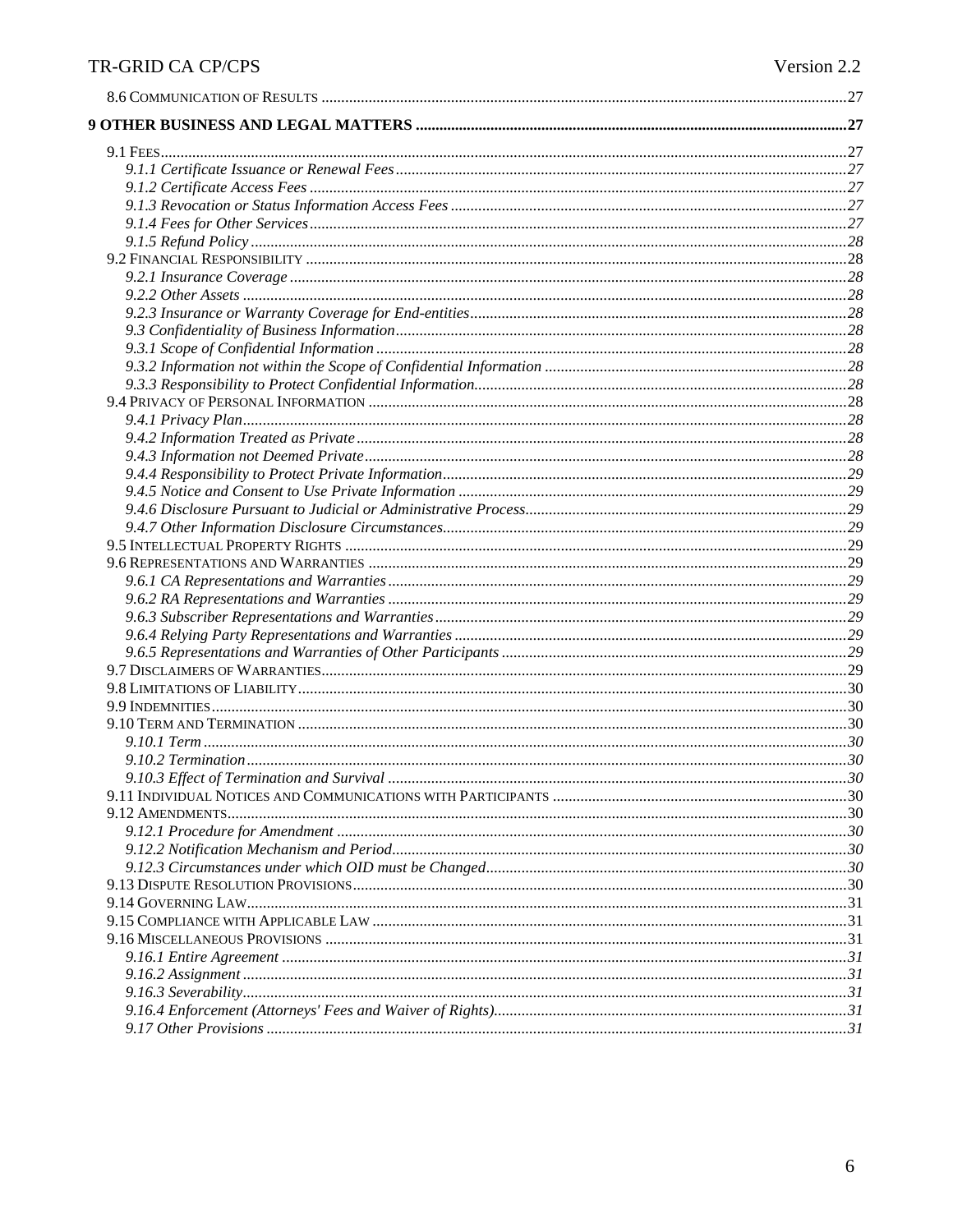8.6 Communication of Results ....................................................................................................................................27

**9 OTHER BUSINESS AND LEGAL MATTERS ...........................................................................................................27**

9.1 Fees.............................................................................................................................................................27
*9.1.1 Certificate Issuance or Renewal Fees.................................................................................................27*
*9.1.2 Certificate Access Fees ......................................................................................................................27*
*9.1.3 Revocation or Status Information Access Fees ...................................................................................27*
*9.1.4 Fees for Other Services.......................................................................................................................27*
*9.1.5 Refund Policy .....................................................................................................................................28*
9.2 Financial Responsibility ..........................................................................................................................28
*9.2.1 Insurance Coverage ...........................................................................................................................28*
*9.2.2 Other Assets .......................................................................................................................................28*
*9.2.3 Insurance or Warranty Coverage for End-entities..............................................................................28*
*9.3 Confidentiality of Business Information................................................................................................28*
*9.3.1 Scope of Confidential Information .....................................................................................................28*
*9.3.2 Information not within the Scope of Confidential Information ...........................................................28*
*9.3.3 Responsibility to Protect Confidential Information.............................................................................28*
9.4 Privacy of Personal Information ..............................................................................................................28
*9.4.1 Privacy Plan........................................................................................................................................28*
*9.4.2 Information Treated as Private ...........................................................................................................28*
*9.4.3 Information not Deemed Private.........................................................................................................28*
*9.4.4 Responsibility to Protect Private Information.....................................................................................29*
*9.4.5 Notice and Consent to Use Private Information .................................................................................29*
*9.4.6 Disclosure Pursuant to Judicial or Administrative Process................................................................29*
*9.4.7 Other Information Disclosure Circumstances.....................................................................................29*
9.5 Intellectual Property Rights ....................................................................................................................29
9.6 Representations and Warranties ..............................................................................................................29
*9.6.1 CA Representations and Warranties ...................................................................................................29*
*9.6.2 RA Representations and Warranties ...................................................................................................29*
*9.6.3 Subscriber Representations and Warranties.......................................................................................29*
*9.6.4 Relying Party Representations and Warranties ..................................................................................29*
*9.6.5 Representations and Warranties of Other Participants ......................................................................29*
9.7 Disclaimers of Warranties........................................................................................................................29
9.8 Limitations of Liability.............................................................................................................................30
9.9 Indemnities................................................................................................................................................30
9.10 Term and Termination ............................................................................................................................30
*9.10.1 Term .................................................................................................................................................30*
*9.10.2 Termination ......................................................................................................................................30*
*9.10.3 Effect of Termination and Survival ...................................................................................................30*
9.11 Individual Notices and Communications with Participants ...................................................................30
9.12 Amendments.............................................................................................................................................30
*9.12.1 Procedure for Amendment ................................................................................................................30*
*9.12.2 Notification Mechanism and Period..................................................................................................30*
*9.12.3 Circumstances under which OID must be Changed..........................................................................30*
9.13 Dispute Resolution Provisions..................................................................................................................30
9.14 Governing Law..........................................................................................................................................31
9.15 Compliance with Applicable Law ............................................................................................................31
9.16 Miscellaneous Provisions ........................................................................................................................31
*9.16.1 Entire Agreement .............................................................................................................................31*
*9.16.2 Assignment .......................................................................................................................................31*
*9.16.3 Severability.......................................................................................................................................31*
*9.16.4 Enforcement (Attorneys' Fees and Waiver of Rights)........................................................................31*
*9.17 Other Provisions .................................................................................................................................31*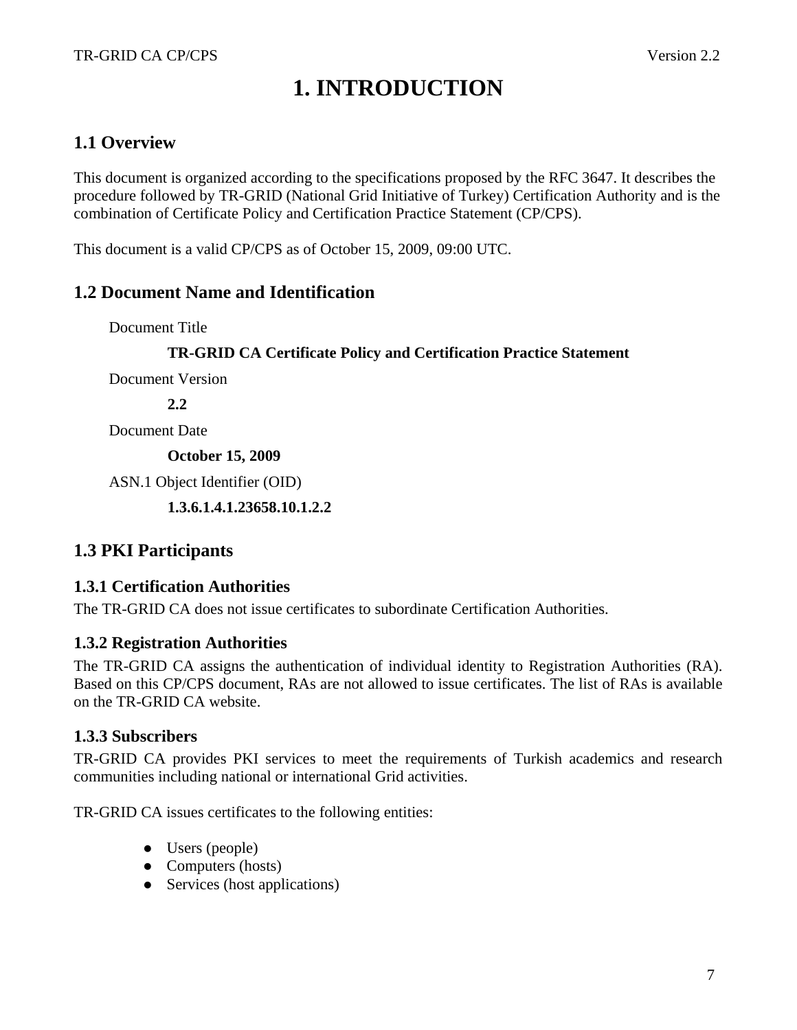# 1. INTRODUCTION

## 1.1 Overview

This document is organized according to the specifications proposed by the RFC 3647. It describes the procedure followed by TR-GRID (National Grid Initiative of Turkey) Certification Authority and is the combination of Certificate Policy and Certification Practice Statement (CP/CPS).

This document is a valid CP/CPS as of October 15, 2009, 09:00 UTC.

## 1.2 Document Name and Identification

Document Title

**TR-GRID CA Certificate Policy and Certification Practice Statement**

Document Version

**2.2**

Document Date

**October 15, 2009**

ASN.1 Object Identifier (OID)

**1.3.6.1.4.1.23658.10.1.2.2**

## 1.3 PKI Participants

### 1.3.1 Certification Authorities

The TR-GRID CA does not issue certificates to subordinate Certification Authorities.

### 1.3.2 Registration Authorities

The TR-GRID CA assigns the authentication of individual identity to Registration Authorities (RA). Based on this CP/CPS document, RAs are not allowed to issue certificates. The list of RAs is available on the TR-GRID CA website.

### 1.3.3 Subscribers

TR-GRID CA provides PKI services to meet the requirements of Turkish academics and research communities including national or international Grid activities.

TR-GRID CA issues certificates to the following entities:

- Users (people)
- Computers (hosts)
- Services (host applications)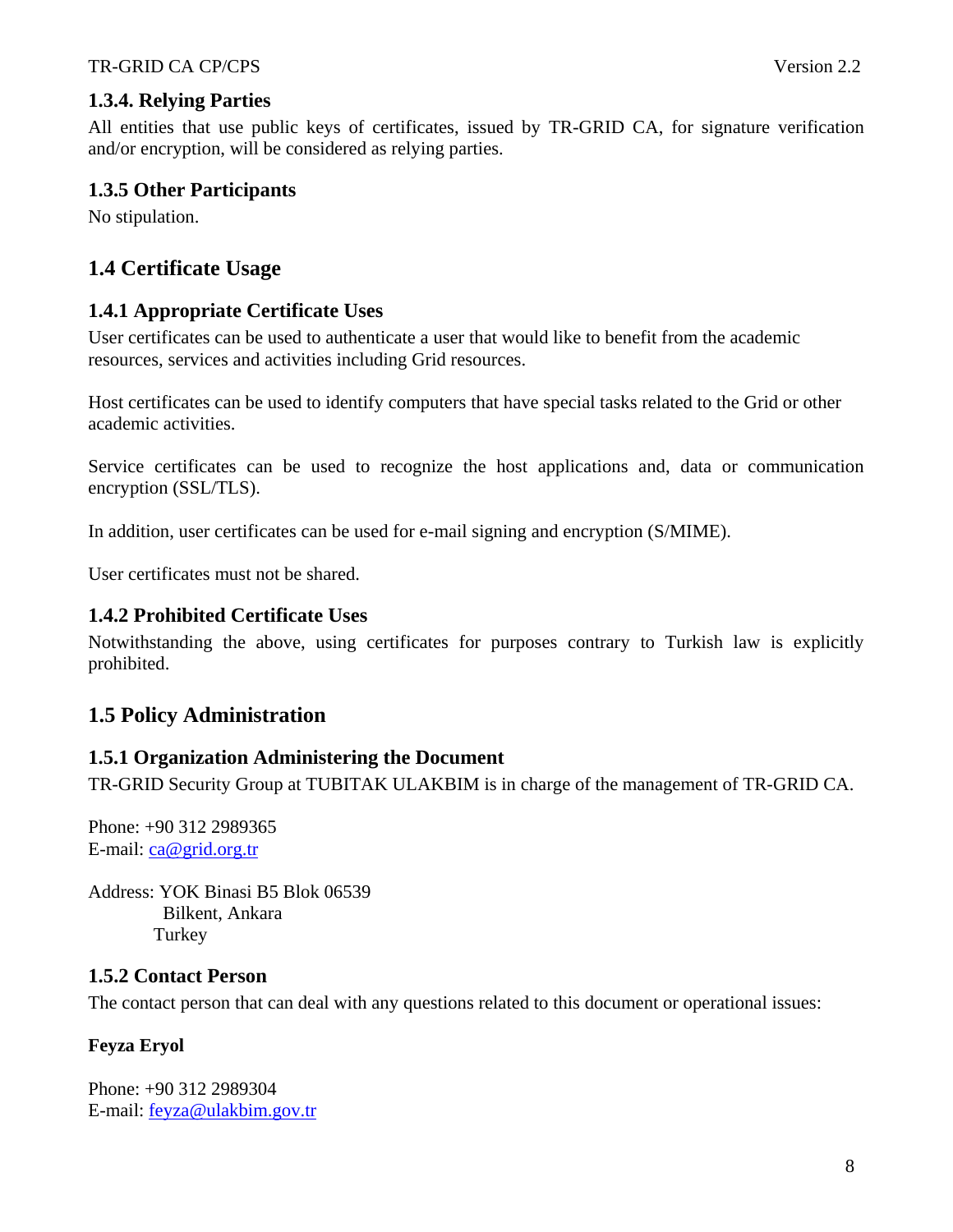### 1.3.4. Relying Parties

All entities that use public keys of certificates, issued by TR-GRID CA, for signature verification and/or encryption, will be considered as relying parties.

### 1.3.5 Other Participants

No stipulation.

## 1.4 Certificate Usage

### 1.4.1 Appropriate Certificate Uses

User certificates can be used to authenticate a user that would like to benefit from the academic resources, services and activities including Grid resources.

Host certificates can be used to identify computers that have special tasks related to the Grid or other academic activities.

Service certificates can be used to recognize the host applications and, data or communication encryption (SSL/TLS).

In addition, user certificates can be used for e-mail signing and encryption (S/MIME).

User certificates must not be shared.

### 1.4.2 Prohibited Certificate Uses

Notwithstanding the above, using certificates for purposes contrary to Turkish law is explicitly prohibited.

## 1.5 Policy Administration

### 1.5.1 Organization Administering the Document

TR-GRID Security Group at TUBITAK ULAKBIM is in charge of the management of TR-GRID CA.

Phone: +90 312 2989365
E-mail: ca@grid.org.tr

Address: YOK Binasi B5 Blok 06539
Bilkent, Ankara
Turkey

### 1.5.2 Contact Person

The contact person that can deal with any questions related to this document or operational issues:

**Feyza Eryol**

Phone: +90 312 2989304
E-mail: feyza@ulakbim.gov.tr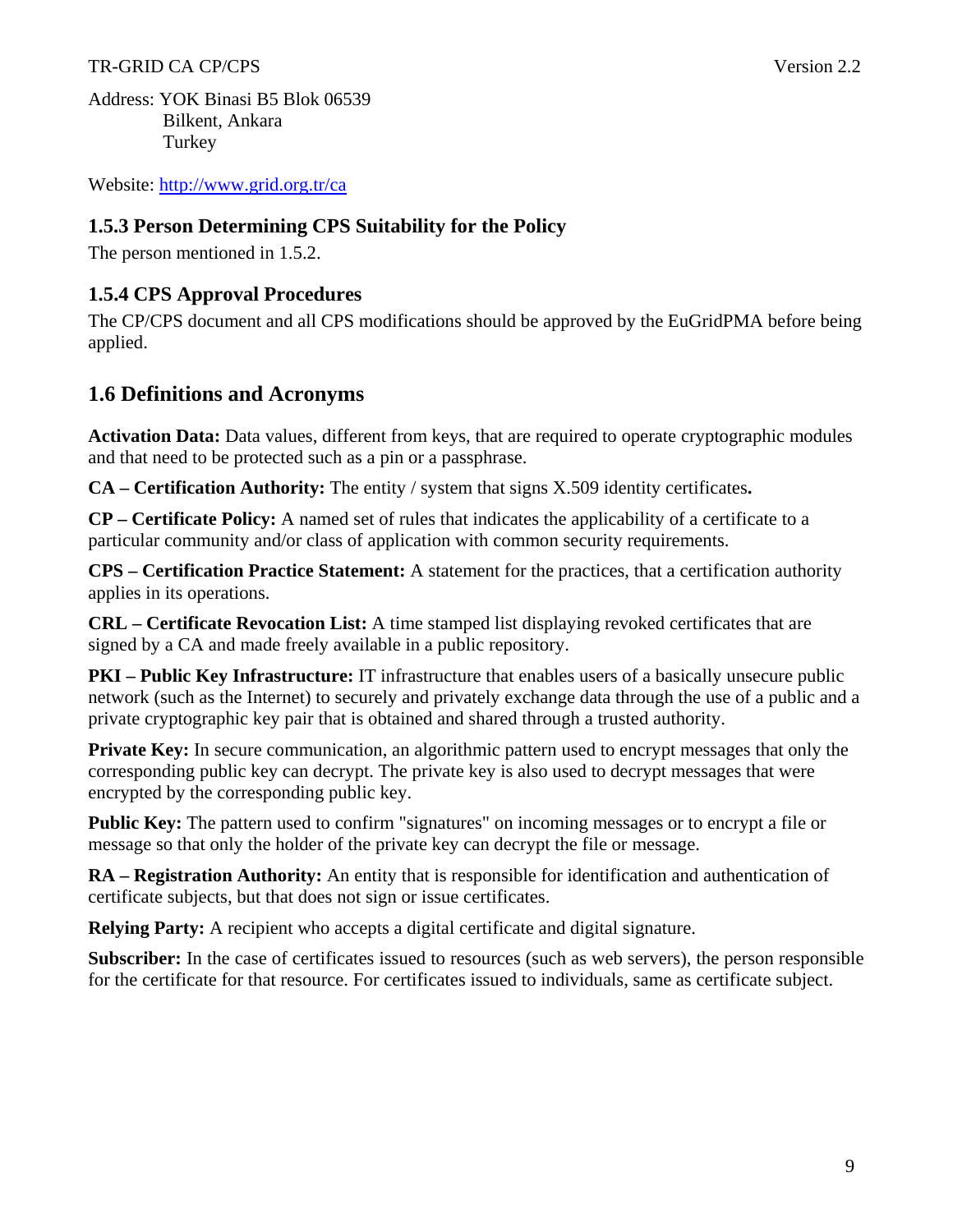Address: YOK Binasi B5 Blok 06539
Bilkent, Ankara
Turkey

Website: http://www.grid.org.tr/ca

### 1.5.3 Person Determining CPS Suitability for the Policy

The person mentioned in 1.5.2.

### 1.5.4 CPS Approval Procedures

The CP/CPS document and all CPS modifications should be approved by the EuGridPMA before being applied.

## 1.6 Definitions and Acronyms

**Activation Data:** Data values, different from keys, that are required to operate cryptographic modules and that need to be protected such as a pin or a passphrase.

**CA – Certification Authority:** The entity / system that signs X.509 identity certificates**.**

**CP – Certificate Policy:** A named set of rules that indicates the applicability of a certificate to a particular community and/or class of application with common security requirements.

**CPS – Certification Practice Statement:** A statement for the practices, that a certification authority applies in its operations.

**CRL – Certificate Revocation List:** A time stamped list displaying revoked certificates that are signed by a CA and made freely available in a public repository.

**PKI – Public Key Infrastructure:** IT infrastructure that enables users of a basically unsecure public network (such as the Internet) to securely and privately exchange data through the use of a public and a private cryptographic key pair that is obtained and shared through a trusted authority.

**Private Key:** In secure communication, an algorithmic pattern used to encrypt messages that only the corresponding public key can decrypt. The private key is also used to decrypt messages that were encrypted by the corresponding public key.

**Public Key:** The pattern used to confirm "signatures" on incoming messages or to encrypt a file or message so that only the holder of the private key can decrypt the file or message.

**RA – Registration Authority:** An entity that is responsible for identification and authentication of certificate subjects, but that does not sign or issue certificates.

**Relying Party:** A recipient who accepts a digital certificate and digital signature.

**Subscriber:** In the case of certificates issued to resources (such as web servers), the person responsible for the certificate for that resource. For certificates issued to individuals, same as certificate subject.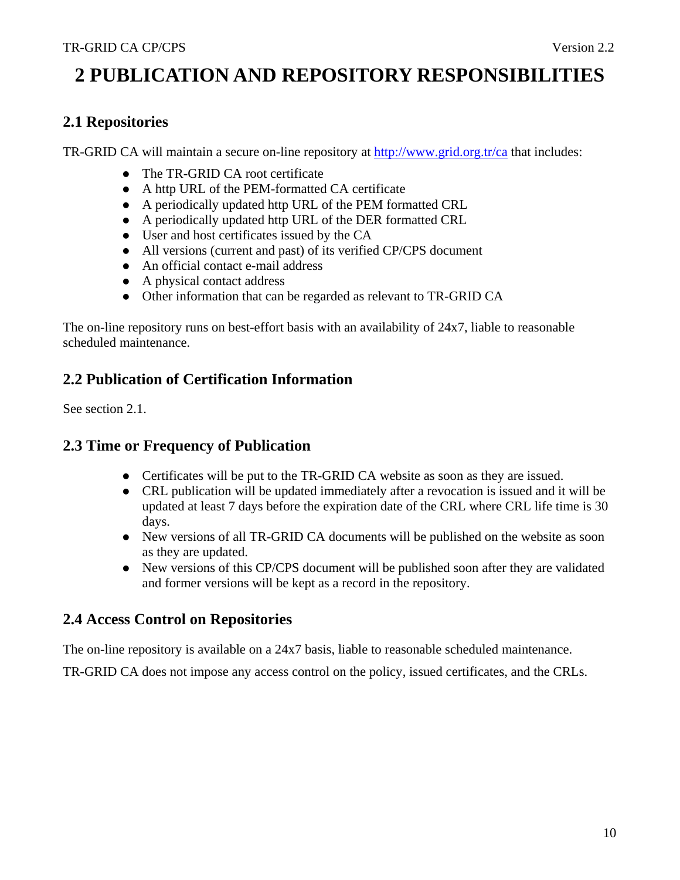# 2 PUBLICATION AND REPOSITORY RESPONSIBILITIES

## 2.1 Repositories

TR-GRID CA will maintain a secure on-line repository at http://www.grid.org.tr/ca that includes:

- The TR-GRID CA root certificate
- A http URL of the PEM-formatted CA certificate
- A periodically updated http URL of the PEM formatted CRL
- A periodically updated http URL of the DER formatted CRL
- User and host certificates issued by the CA
- All versions (current and past) of its verified CP/CPS document
- An official contact e-mail address
- A physical contact address
- Other information that can be regarded as relevant to TR-GRID CA

The on-line repository runs on best-effort basis with an availability of 24x7, liable to reasonable scheduled maintenance.

## 2.2 Publication of Certification Information

See section 2.1.

## 2.3 Time or Frequency of Publication

- Certificates will be put to the TR-GRID CA website as soon as they are issued.
- CRL publication will be updated immediately after a revocation is issued and it will be updated at least 7 days before the expiration date of the CRL where CRL life time is 30 days.
- New versions of all TR-GRID CA documents will be published on the website as soon as they are updated.
- New versions of this CP/CPS document will be published soon after they are validated and former versions will be kept as a record in the repository.

## 2.4 Access Control on Repositories

The on-line repository is available on a 24x7 basis, liable to reasonable scheduled maintenance.

TR-GRID CA does not impose any access control on the policy, issued certificates, and the CRLs.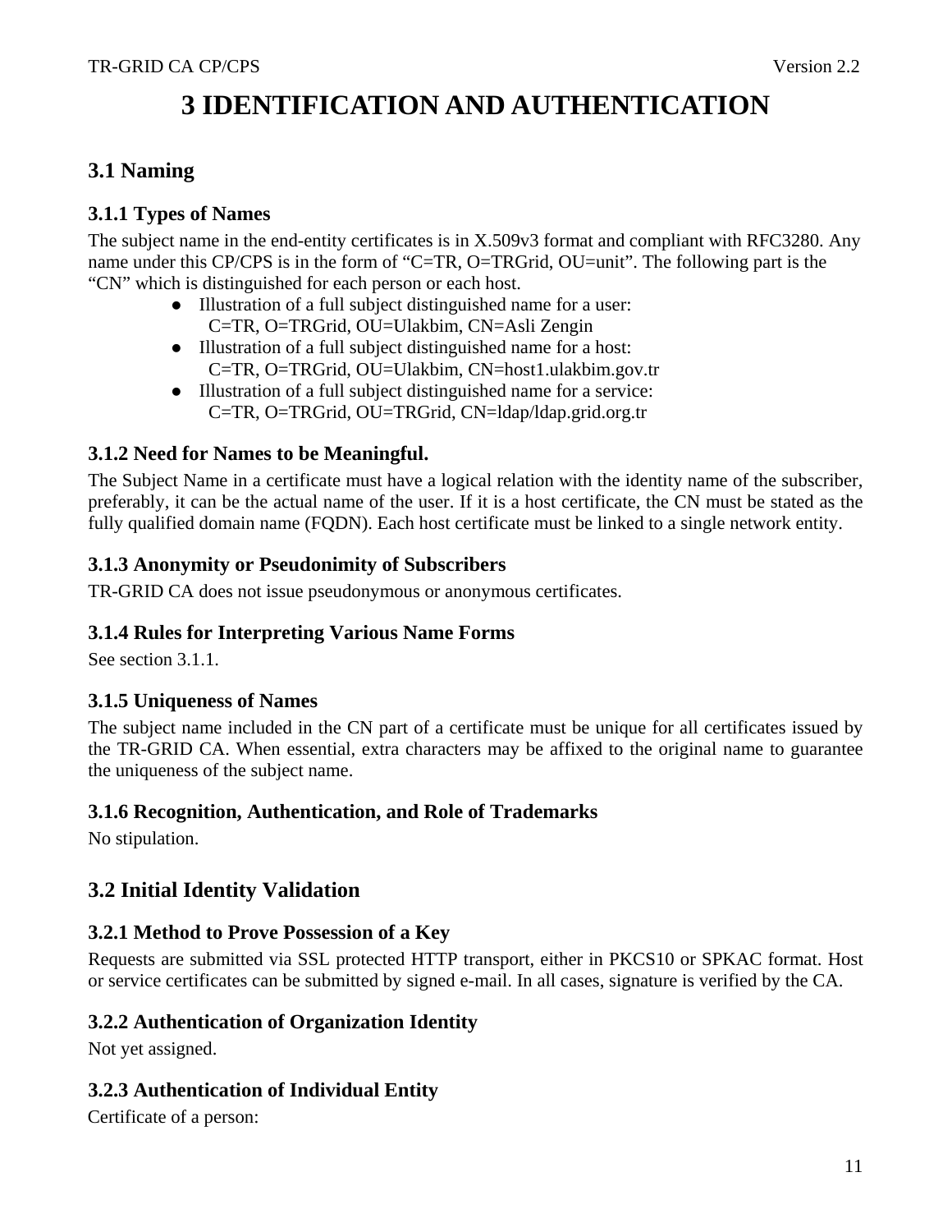# 3 IDENTIFICATION AND AUTHENTICATION

## 3.1 Naming

### 3.1.1 Types of Names

The subject name in the end-entity certificates is in X.509v3 format and compliant with RFC3280. Any name under this CP/CPS is in the form of “C=TR, O=TRGrid, OU=unit”. The following part is the “CN” which is distinguished for each person or each host.

- Illustration of a full subject distinguished name for a user:
  C=TR, O=TRGrid, OU=Ulakbim, CN=Asli Zengin
- Illustration of a full subject distinguished name for a host:
  C=TR, O=TRGrid, OU=Ulakbim, CN=host1.ulakbim.gov.tr
- Illustration of a full subject distinguished name for a service:
  C=TR, O=TRGrid, OU=TRGrid, CN=ldap/ldap.grid.org.tr

### 3.1.2 Need for Names to be Meaningful.

The Subject Name in a certificate must have a logical relation with the identity name of the subscriber, preferably, it can be the actual name of the user. If it is a host certificate, the CN must be stated as the fully qualified domain name (FQDN). Each host certificate must be linked to a single network entity.

### 3.1.3 Anonymity or Pseudonimity of Subscribers

TR-GRID CA does not issue pseudonymous or anonymous certificates.

### 3.1.4 Rules for Interpreting Various Name Forms

See section 3.1.1.

### 3.1.5 Uniqueness of Names

The subject name included in the CN part of a certificate must be unique for all certificates issued by the TR-GRID CA. When essential, extra characters may be affixed to the original name to guarantee the uniqueness of the subject name.

### 3.1.6 Recognition, Authentication, and Role of Trademarks

No stipulation.

## 3.2 Initial Identity Validation

### 3.2.1 Method to Prove Possession of a Key

Requests are submitted via SSL protected HTTP transport, either in PKCS10 or SPKAC format. Host or service certificates can be submitted by signed e-mail. In all cases, signature is verified by the CA.

### 3.2.2 Authentication of Organization Identity

Not yet assigned.

### 3.2.3 Authentication of Individual Entity

Certificate of a person: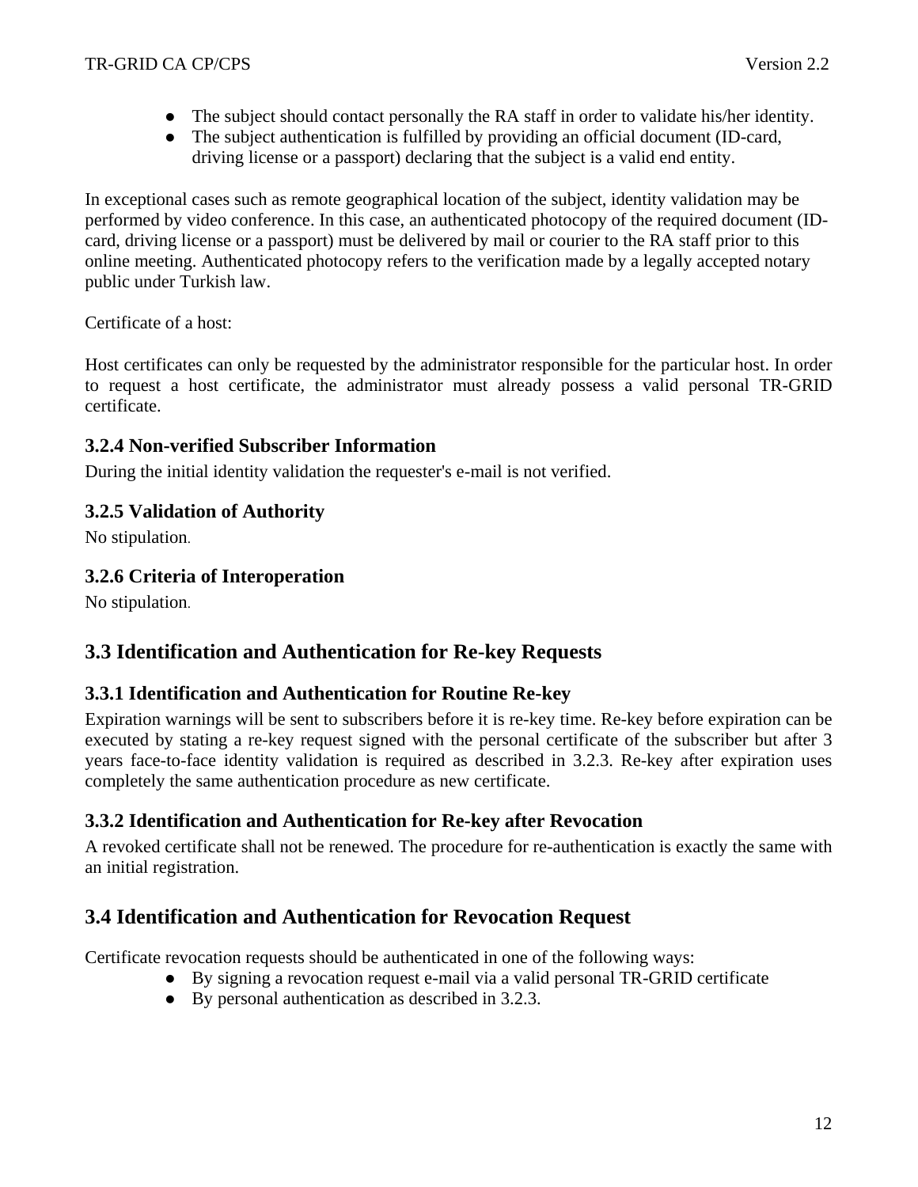- The subject should contact personally the RA staff in order to validate his/her identity.
- The subject authentication is fulfilled by providing an official document (ID-card, driving license or a passport) declaring that the subject is a valid end entity.

In exceptional cases such as remote geographical location of the subject, identity validation may be performed by video conference. In this case, an authenticated photocopy of the required document (ID-card, driving license or a passport) must be delivered by mail or courier to the RA staff prior to this online meeting. Authenticated photocopy refers to the verification made by a legally accepted notary public under Turkish law.

Certificate of a host:

Host certificates can only be requested by the administrator responsible for the particular host. In order to request a host certificate, the administrator must already possess a valid personal TR-GRID certificate.

### 3.2.4 Non-verified Subscriber Information

During the initial identity validation the requester's e-mail is not verified.

### 3.2.5 Validation of Authority

No stipulation.

### 3.2.6 Criteria of Interoperation

No stipulation.

## 3.3 Identification and Authentication for Re-key Requests

### 3.3.1 Identification and Authentication for Routine Re-key

Expiration warnings will be sent to subscribers before it is re-key time. Re-key before expiration can be executed by stating a re-key request signed with the personal certificate of the subscriber but after 3 years face-to-face identity validation is required as described in 3.2.3. Re-key after expiration uses completely the same authentication procedure as new certificate.

### 3.3.2 Identification and Authentication for Re-key after Revocation

A revoked certificate shall not be renewed. The procedure for re-authentication is exactly the same with an initial registration.

## 3.4 Identification and Authentication for Revocation Request

Certificate revocation requests should be authenticated in one of the following ways:

- By signing a revocation request e-mail via a valid personal TR-GRID certificate
- By personal authentication as described in 3.2.3.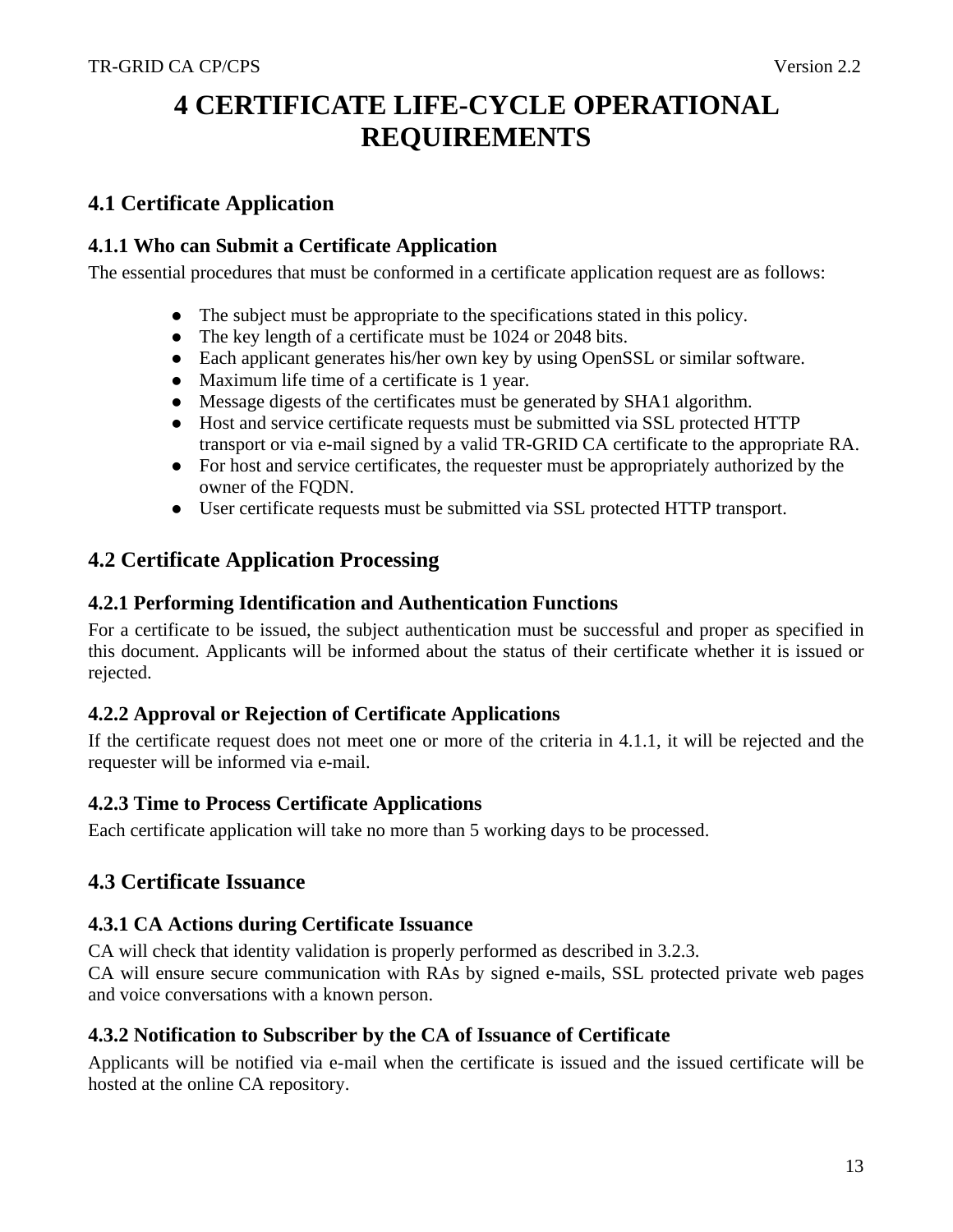# 4 CERTIFICATE LIFE-CYCLE OPERATIONAL REQUIREMENTS

## 4.1 Certificate Application

### 4.1.1 Who can Submit a Certificate Application

The essential procedures that must be conformed in a certificate application request are as follows:

- The subject must be appropriate to the specifications stated in this policy.
- The key length of a certificate must be 1024 or 2048 bits.
- Each applicant generates his/her own key by using OpenSSL or similar software.
- Maximum life time of a certificate is 1 year.
- Message digests of the certificates must be generated by SHA1 algorithm.
- Host and service certificate requests must be submitted via SSL protected HTTP transport or via e-mail signed by a valid TR-GRID CA certificate to the appropriate RA.
- For host and service certificates, the requester must be appropriately authorized by the owner of the FQDN.
- User certificate requests must be submitted via SSL protected HTTP transport.

## 4.2 Certificate Application Processing

### 4.2.1 Performing Identification and Authentication Functions

For a certificate to be issued, the subject authentication must be successful and proper as specified in this document. Applicants will be informed about the status of their certificate whether it is issued or rejected.

### 4.2.2 Approval or Rejection of Certificate Applications

If the certificate request does not meet one or more of the criteria in 4.1.1, it will be rejected and the requester will be informed via e-mail.

### 4.2.3 Time to Process Certificate Applications

Each certificate application will take no more than 5 working days to be processed.

## 4.3 Certificate Issuance

### 4.3.1 CA Actions during Certificate Issuance

CA will check that identity validation is properly performed as described in 3.2.3.
CA will ensure secure communication with RAs by signed e-mails, SSL protected private web pages and voice conversations with a known person.

### 4.3.2 Notification to Subscriber by the CA of Issuance of Certificate

Applicants will be notified via e-mail when the certificate is issued and the issued certificate will be hosted at the online CA repository.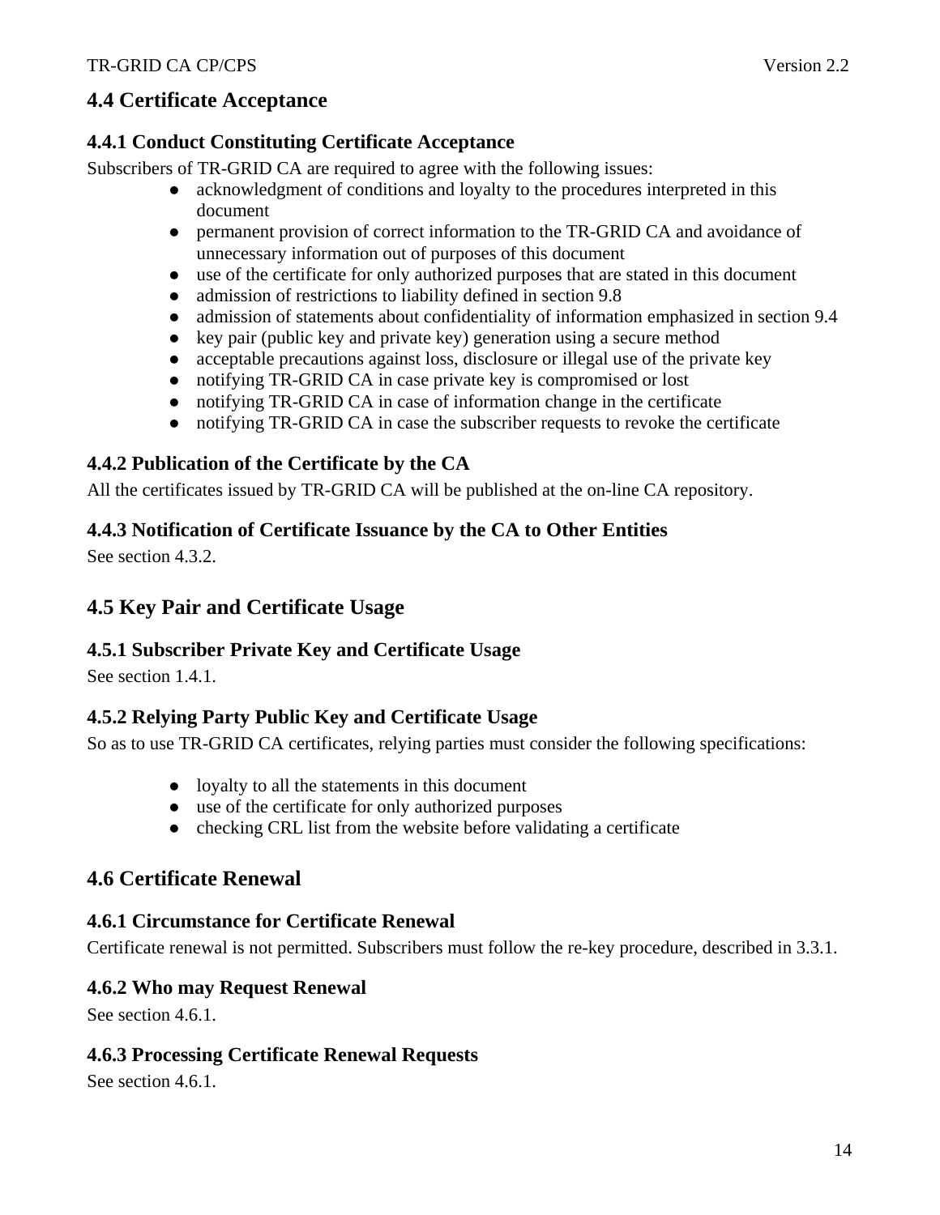## 4.4 Certificate Acceptance

### 4.4.1 Conduct Constituting Certificate Acceptance

Subscribers of TR-GRID CA are required to agree with the following issues:

- acknowledgment of conditions and loyalty to the procedures interpreted in this document
- permanent provision of correct information to the TR-GRID CA and avoidance of unnecessary information out of purposes of this document
- use of the certificate for only authorized purposes that are stated in this document
- admission of restrictions to liability defined in section 9.8
- admission of statements about confidentiality of information emphasized in section 9.4
- key pair (public key and private key) generation using a secure method
- acceptable precautions against loss, disclosure or illegal use of the private key
- notifying TR-GRID CA in case private key is compromised or lost
- notifying TR-GRID CA in case of information change in the certificate
- notifying TR-GRID CA in case the subscriber requests to revoke the certificate

### 4.4.2 Publication of the Certificate by the CA

All the certificates issued by TR-GRID CA will be published at the on-line CA repository.

### 4.4.3 Notification of Certificate Issuance by the CA to Other Entities

See section 4.3.2.

## 4.5 Key Pair and Certificate Usage

### 4.5.1 Subscriber Private Key and Certificate Usage

See section 1.4.1.

### 4.5.2 Relying Party Public Key and Certificate Usage

So as to use TR-GRID CA certificates, relying parties must consider the following specifications:

- loyalty to all the statements in this document
- use of the certificate for only authorized purposes
- checking CRL list from the website before validating a certificate

## 4.6 Certificate Renewal

### 4.6.1 Circumstance for Certificate Renewal

Certificate renewal is not permitted. Subscribers must follow the re-key procedure, described in 3.3.1.

### 4.6.2 Who may Request Renewal

See section 4.6.1.

### 4.6.3 Processing Certificate Renewal Requests

See section 4.6.1.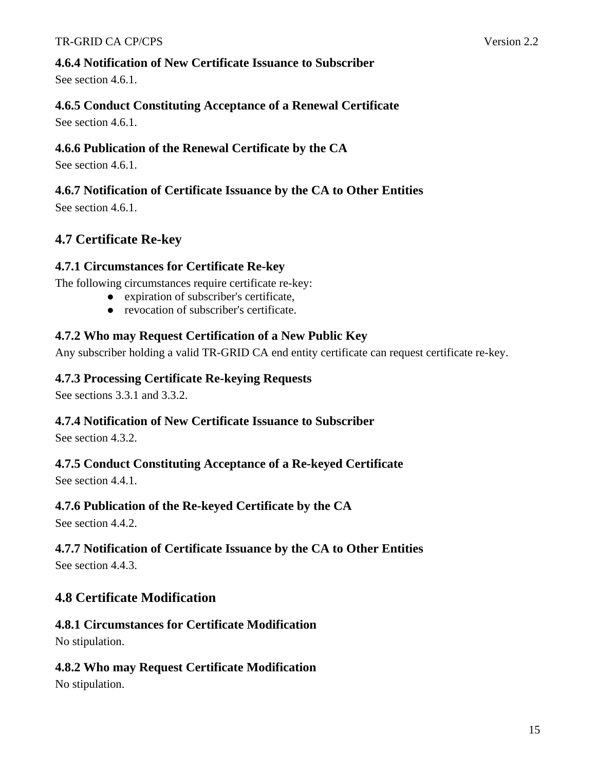### 4.6.4 Notification of New Certificate Issuance to Subscriber

See section 4.6.1.

### 4.6.5 Conduct Constituting Acceptance of a Renewal Certificate

See section 4.6.1.

### 4.6.6 Publication of the Renewal Certificate by the CA

See section 4.6.1.

### 4.6.7 Notification of Certificate Issuance by the CA to Other Entities

See section 4.6.1.

## 4.7 Certificate Re-key

### 4.7.1 Circumstances for Certificate Re-key

The following circumstances require certificate re-key:

- expiration of subscriber's certificate,
- revocation of subscriber's certificate.

### 4.7.2 Who may Request Certification of a New Public Key

Any subscriber holding a valid TR-GRID CA end entity certificate can request certificate re-key.

### 4.7.3 Processing Certificate Re-keying Requests

See sections 3.3.1 and 3.3.2.

### 4.7.4 Notification of New Certificate Issuance to Subscriber

See section 4.3.2.

### 4.7.5 Conduct Constituting Acceptance of a Re-keyed Certificate

See section 4.4.1.

### 4.7.6 Publication of the Re-keyed Certificate by the CA

See section 4.4.2.

### 4.7.7 Notification of Certificate Issuance by the CA to Other Entities

See section 4.4.3.

## 4.8 Certificate Modification

### 4.8.1 Circumstances for Certificate Modification

No stipulation.

### 4.8.2 Who may Request Certificate Modification

No stipulation.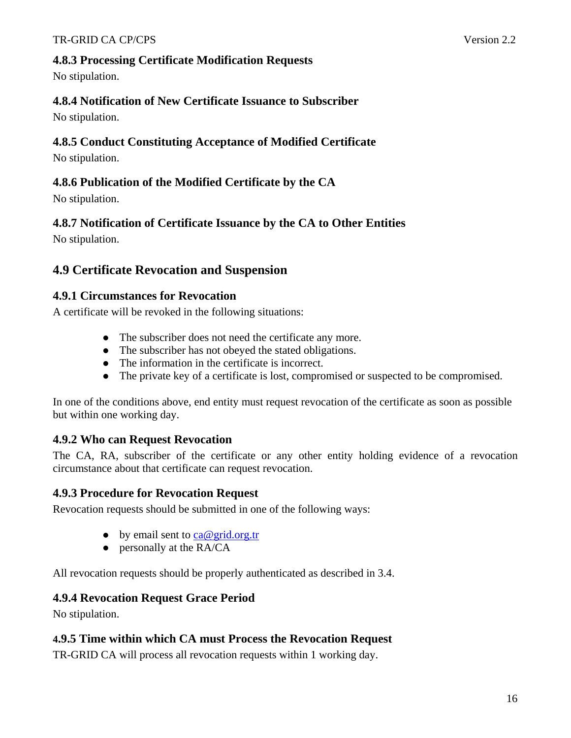### 4.8.3 Processing Certificate Modification Requests

No stipulation.

### 4.8.4 Notification of New Certificate Issuance to Subscriber

No stipulation.

### 4.8.5 Conduct Constituting Acceptance of Modified Certificate

No stipulation.

### 4.8.6 Publication of the Modified Certificate by the CA

No stipulation.

### 4.8.7 Notification of Certificate Issuance by the CA to Other Entities

No stipulation.

## 4.9 Certificate Revocation and Suspension

### 4.9.1 Circumstances for Revocation

A certificate will be revoked in the following situations:

- The subscriber does not need the certificate any more.
- The subscriber has not obeyed the stated obligations.
- The information in the certificate is incorrect.
- The private key of a certificate is lost, compromised or suspected to be compromised.

In one of the conditions above, end entity must request revocation of the certificate as soon as possible but within one working day.

### 4.9.2 Who can Request Revocation

The CA, RA, subscriber of the certificate or any other entity holding evidence of a revocation circumstance about that certificate can request revocation.

### 4.9.3 Procedure for Revocation Request

Revocation requests should be submitted in one of the following ways:

- by email sent to ca@grid.org.tr
- personally at the RA/CA

All revocation requests should be properly authenticated as described in 3.4.

### 4.9.4 Revocation Request Grace Period

No stipulation.

### 4.9.5 Time within which CA must Process the Revocation Request

TR-GRID CA will process all revocation requests within 1 working day.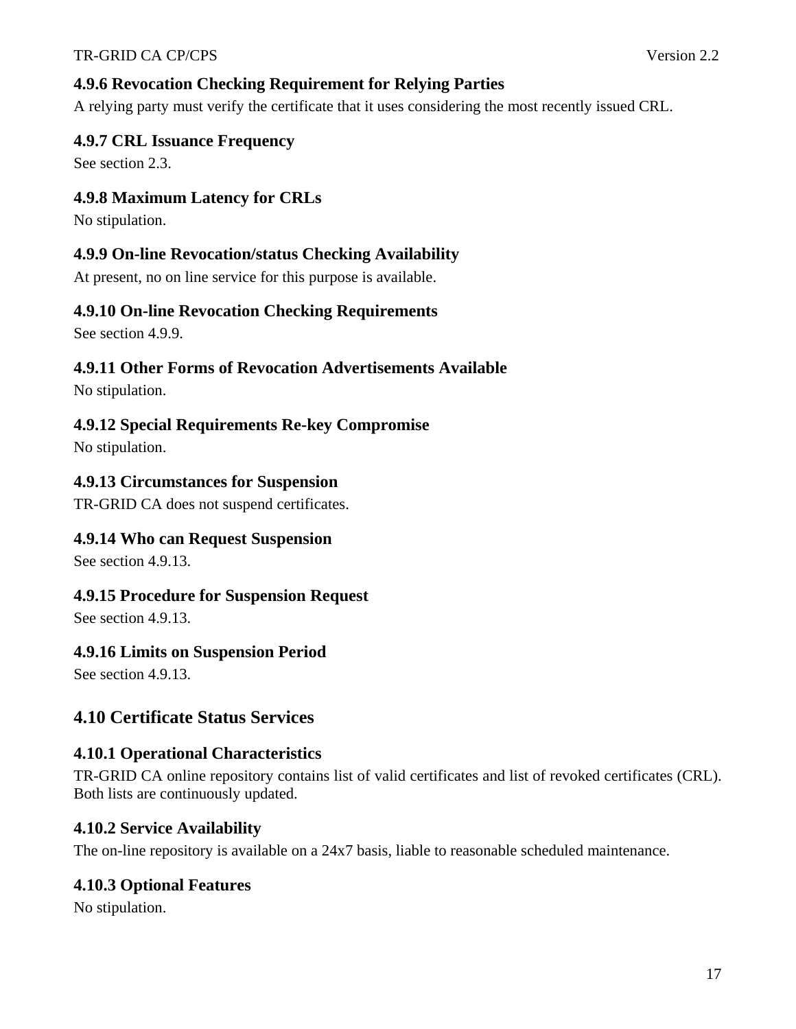### 4.9.6 Revocation Checking Requirement for Relying Parties

A relying party must verify the certificate that it uses considering the most recently issued CRL.

### 4.9.7 CRL Issuance Frequency

See section 2.3.

### 4.9.8 Maximum Latency for CRLs

No stipulation.

### 4.9.9 On-line Revocation/status Checking Availability

At present, no on line service for this purpose is available.

### 4.9.10 On-line Revocation Checking Requirements

See section 4.9.9.

### 4.9.11 Other Forms of Revocation Advertisements Available

No stipulation.

### 4.9.12 Special Requirements Re-key Compromise

No stipulation.

### 4.9.13 Circumstances for Suspension

TR-GRID CA does not suspend certificates.

### 4.9.14 Who can Request Suspension

See section 4.9.13.

### 4.9.15 Procedure for Suspension Request

See section 4.9.13.

### 4.9.16 Limits on Suspension Period

See section 4.9.13.

## 4.10 Certificate Status Services

### 4.10.1 Operational Characteristics

TR-GRID CA online repository contains list of valid certificates and list of revoked certificates (CRL). Both lists are continuously updated.

### 4.10.2 Service Availability

The on-line repository is available on a 24x7 basis, liable to reasonable scheduled maintenance.

### 4.10.3 Optional Features

No stipulation.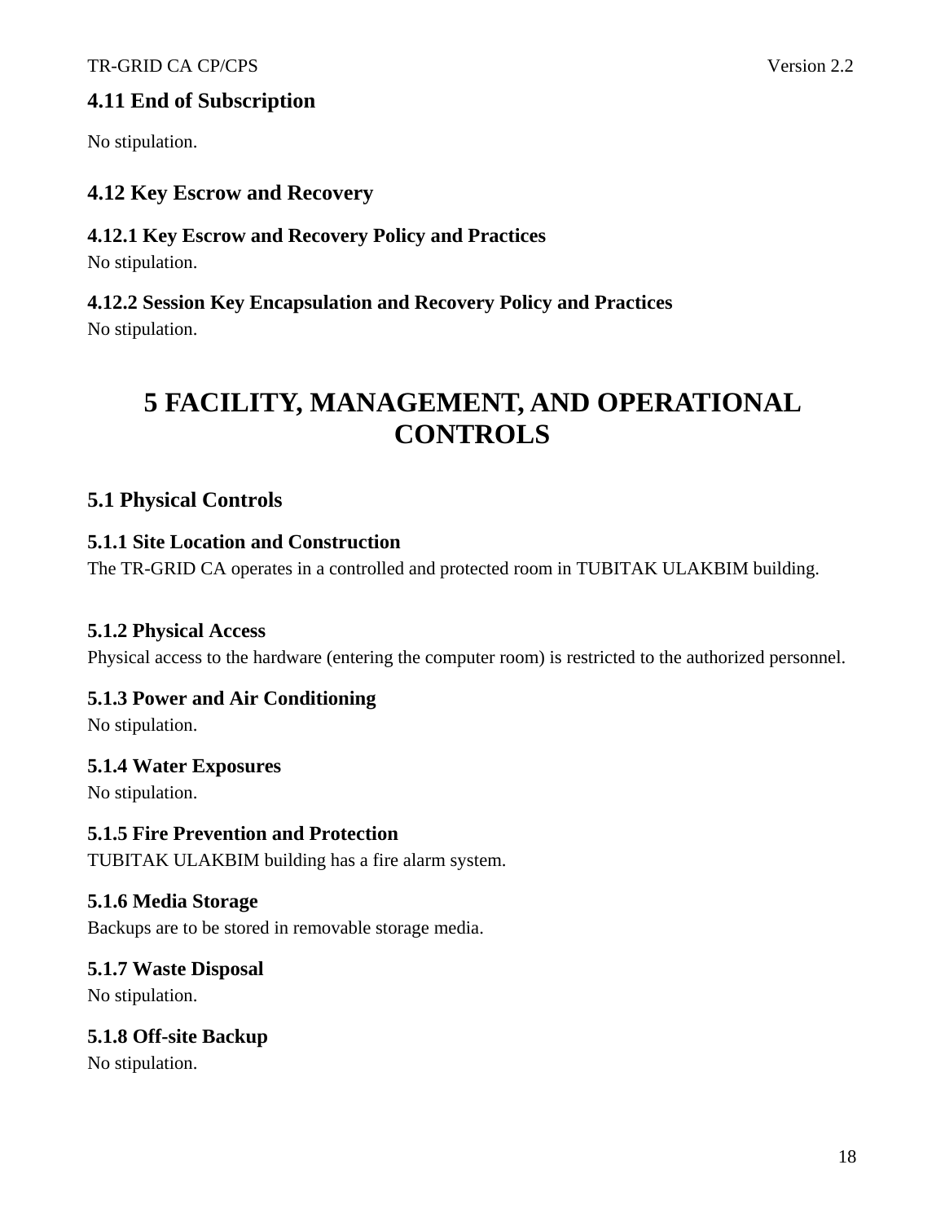### 4.11 End of Subscription

No stipulation.

### 4.12 Key Escrow and Recovery

#### 4.12.1 Key Escrow and Recovery Policy and Practices

No stipulation.

#### 4.12.2 Session Key Encapsulation and Recovery Policy and Practices

No stipulation.

# 5 FACILITY, MANAGEMENT, AND OPERATIONAL CONTROLS

### 5.1 Physical Controls

#### 5.1.1 Site Location and Construction

The TR-GRID CA operates in a controlled and protected room in TUBITAK ULAKBIM building.

#### 5.1.2 Physical Access

Physical access to the hardware (entering the computer room) is restricted to the authorized personnel.

#### 5.1.3 Power and Air Conditioning

No stipulation.

#### 5.1.4 Water Exposures

No stipulation.

#### 5.1.5 Fire Prevention and Protection

TUBITAK ULAKBIM building has a fire alarm system.

#### 5.1.6 Media Storage

Backups are to be stored in removable storage media.

#### 5.1.7 Waste Disposal

No stipulation.

#### 5.1.8 Off-site Backup

No stipulation.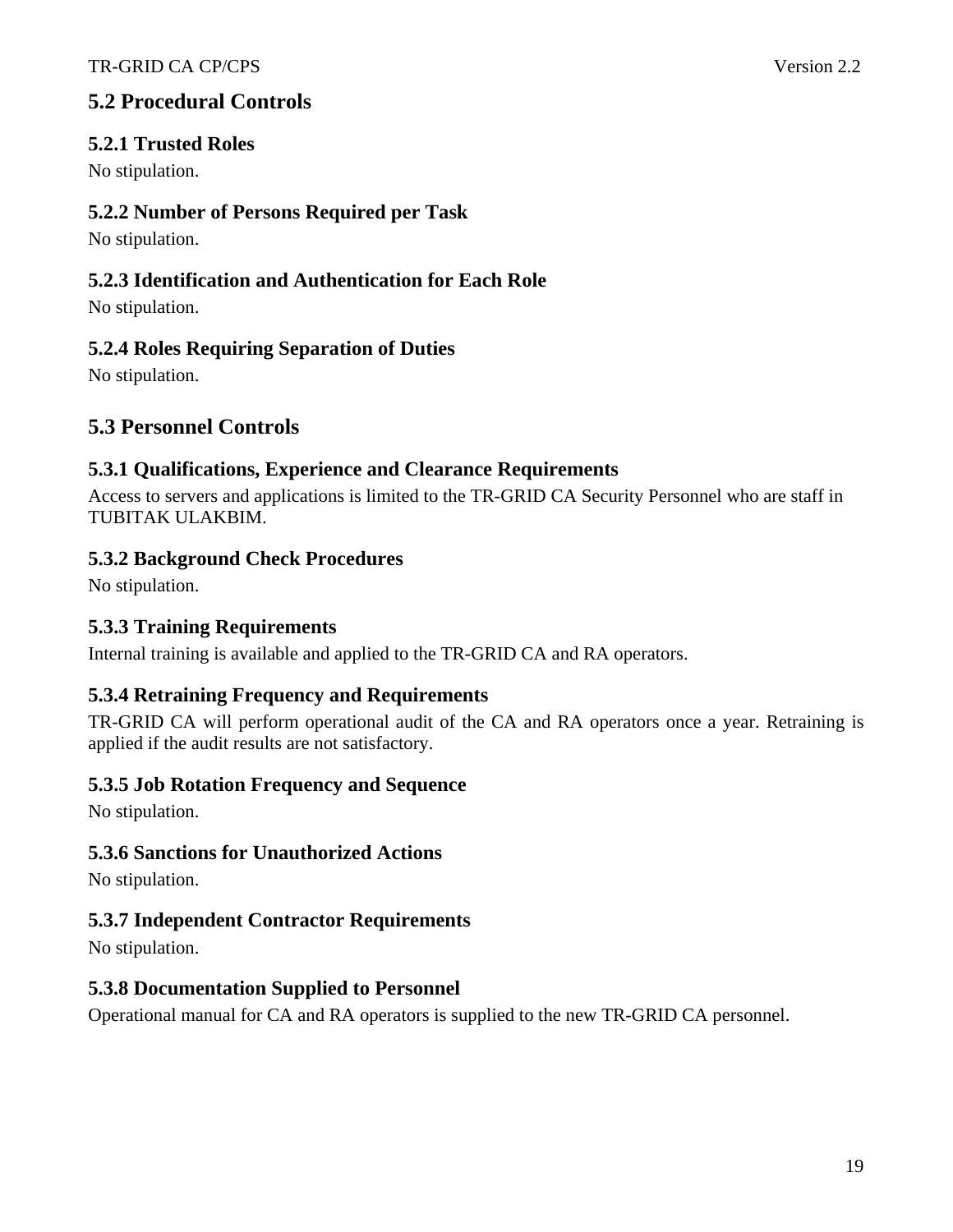## 5.2 Procedural Controls

### 5.2.1 Trusted Roles

No stipulation.

### 5.2.2 Number of Persons Required per Task

No stipulation.

### 5.2.3 Identification and Authentication for Each Role

No stipulation.

### 5.2.4 Roles Requiring Separation of Duties

No stipulation.

## 5.3 Personnel Controls

### 5.3.1 Qualifications, Experience and Clearance Requirements

Access to servers and applications is limited to the TR-GRID CA Security Personnel who are staff in TUBITAK ULAKBIM.

### 5.3.2 Background Check Procedures

No stipulation.

### 5.3.3 Training Requirements

Internal training is available and applied to the TR-GRID CA and RA operators.

### 5.3.4 Retraining Frequency and Requirements

TR-GRID CA will perform operational audit of the CA and RA operators once a year. Retraining is applied if the audit results are not satisfactory.

### 5.3.5 Job Rotation Frequency and Sequence

No stipulation.

### 5.3.6 Sanctions for Unauthorized Actions

No stipulation.

### 5.3.7 Independent Contractor Requirements

No stipulation.

### 5.3.8 Documentation Supplied to Personnel

Operational manual for CA and RA operators is supplied to the new TR-GRID CA personnel.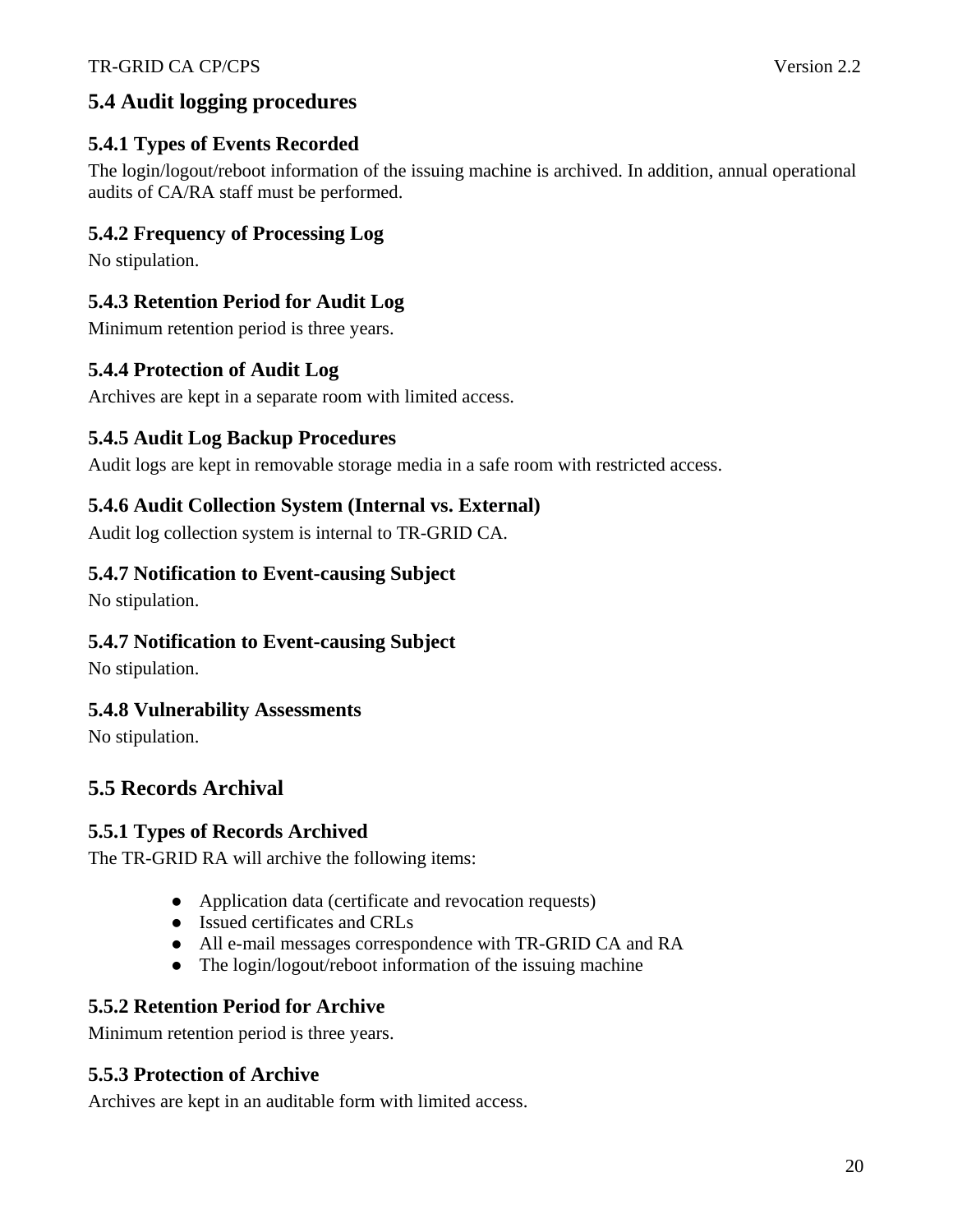## 5.4 Audit logging procedures

### 5.4.1 Types of Events Recorded

The login/logout/reboot information of the issuing machine is archived. In addition, annual operational audits of CA/RA staff must be performed.

### 5.4.2 Frequency of Processing Log

No stipulation.

### 5.4.3 Retention Period for Audit Log

Minimum retention period is three years.

### 5.4.4 Protection of Audit Log

Archives are kept in a separate room with limited access.

### 5.4.5 Audit Log Backup Procedures

Audit logs are kept in removable storage media in a safe room with restricted access.

### 5.4.6 Audit Collection System (Internal vs. External)

Audit log collection system is internal to TR-GRID CA.

### 5.4.7 Notification to Event-causing Subject

No stipulation.

### 5.4.7 Notification to Event-causing Subject

No stipulation.

### 5.4.8 Vulnerability Assessments

No stipulation.

## 5.5 Records Archival

### 5.5.1 Types of Records Archived

The TR-GRID RA will archive the following items:

- Application data (certificate and revocation requests)
- Issued certificates and CRLs
- All e-mail messages correspondence with TR-GRID CA and RA
- The login/logout/reboot information of the issuing machine

### 5.5.2 Retention Period for Archive

Minimum retention period is three years.

### 5.5.3 Protection of Archive

Archives are kept in an auditable form with limited access.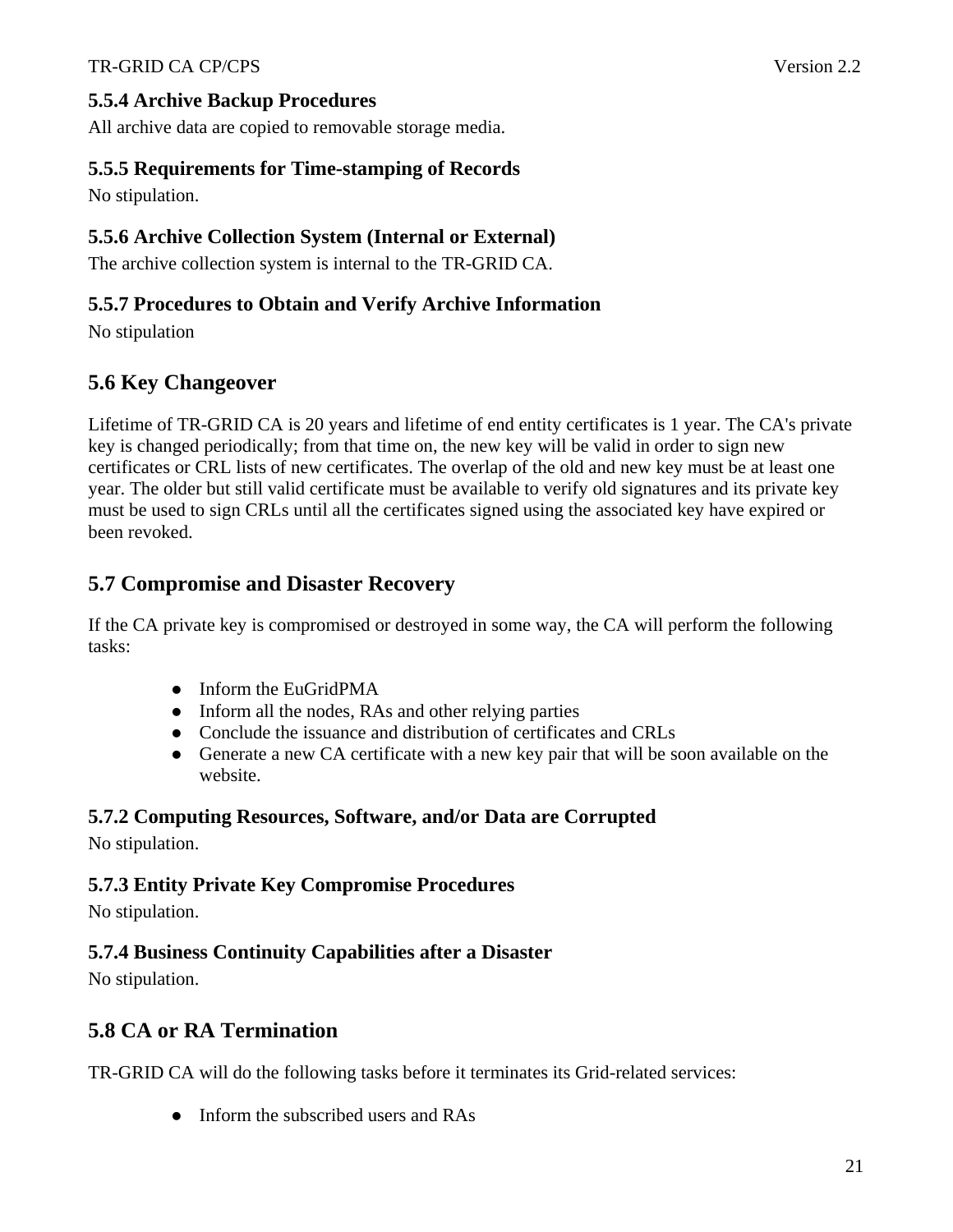### 5.5.4 Archive Backup Procedures

All archive data are copied to removable storage media.

### 5.5.5 Requirements for Time-stamping of Records

No stipulation.

### 5.5.6 Archive Collection System (Internal or External)

The archive collection system is internal to the TR-GRID CA.

### 5.5.7 Procedures to Obtain and Verify Archive Information

No stipulation

## 5.6 Key Changeover

Lifetime of TR-GRID CA is 20 years and lifetime of end entity certificates is 1 year. The CA's private key is changed periodically; from that time on, the new key will be valid in order to sign new certificates or CRL lists of new certificates. The overlap of the old and new key must be at least one year. The older but still valid certificate must be available to verify old signatures and its private key must be used to sign CRLs until all the certificates signed using the associated key have expired or been revoked.

## 5.7 Compromise and Disaster Recovery

If the CA private key is compromised or destroyed in some way, the CA will perform the following tasks:

- Inform the EuGridPMA
- Inform all the nodes, RAs and other relying parties
- Conclude the issuance and distribution of certificates and CRLs
- Generate a new CA certificate with a new key pair that will be soon available on the website.

### 5.7.2 Computing Resources, Software, and/or Data are Corrupted

No stipulation.

### 5.7.3 Entity Private Key Compromise Procedures

No stipulation.

### 5.7.4 Business Continuity Capabilities after a Disaster

No stipulation.

## 5.8 CA or RA Termination

TR-GRID CA will do the following tasks before it terminates its Grid-related services:

- Inform the subscribed users and RAs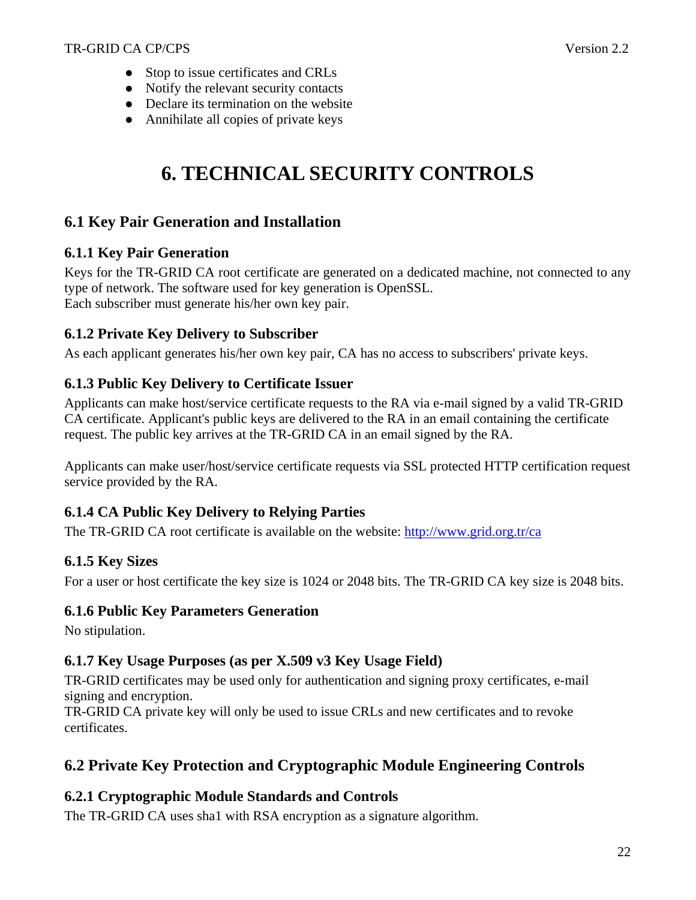- Stop to issue certificates and CRLs
- Notify the relevant security contacts
- Declare its termination on the website
- Annihilate all copies of private keys

# 6. TECHNICAL SECURITY CONTROLS

## 6.1 Key Pair Generation and Installation

### 6.1.1 Key Pair Generation

Keys for the TR-GRID CA root certificate are generated on a dedicated machine, not connected to any type of network. The software used for key generation is OpenSSL.
Each subscriber must generate his/her own key pair.

### 6.1.2 Private Key Delivery to Subscriber

As each applicant generates his/her own key pair, CA has no access to subscribers' private keys.

### 6.1.3 Public Key Delivery to Certificate Issuer

Applicants can make host/service certificate requests to the RA via e-mail signed by a valid TR-GRID CA certificate. Applicant's public keys are delivered to the RA in an email containing the certificate request. The public key arrives at the TR-GRID CA in an email signed by the RA.

Applicants can make user/host/service certificate requests via SSL protected HTTP certification request service provided by the RA.

### 6.1.4 CA Public Key Delivery to Relying Parties

The TR-GRID CA root certificate is available on the website: [http://www.grid.org.tr/ca](http://www.grid.org.tr/ca)

### 6.1.5 Key Sizes

For a user or host certificate the key size is 1024 or 2048 bits. The TR-GRID CA key size is 2048 bits.

### 6.1.6 Public Key Parameters Generation

No stipulation.

### 6.1.7 Key Usage Purposes (as per X.509 v3 Key Usage Field)

TR-GRID certificates may be used only for authentication and signing proxy certificates, e-mail signing and encryption.
TR-GRID CA private key will only be used to issue CRLs and new certificates and to revoke certificates.

## 6.2 Private Key Protection and Cryptographic Module Engineering Controls

### 6.2.1 Cryptographic Module Standards and Controls

The TR-GRID CA uses sha1 with RSA encryption as a signature algorithm.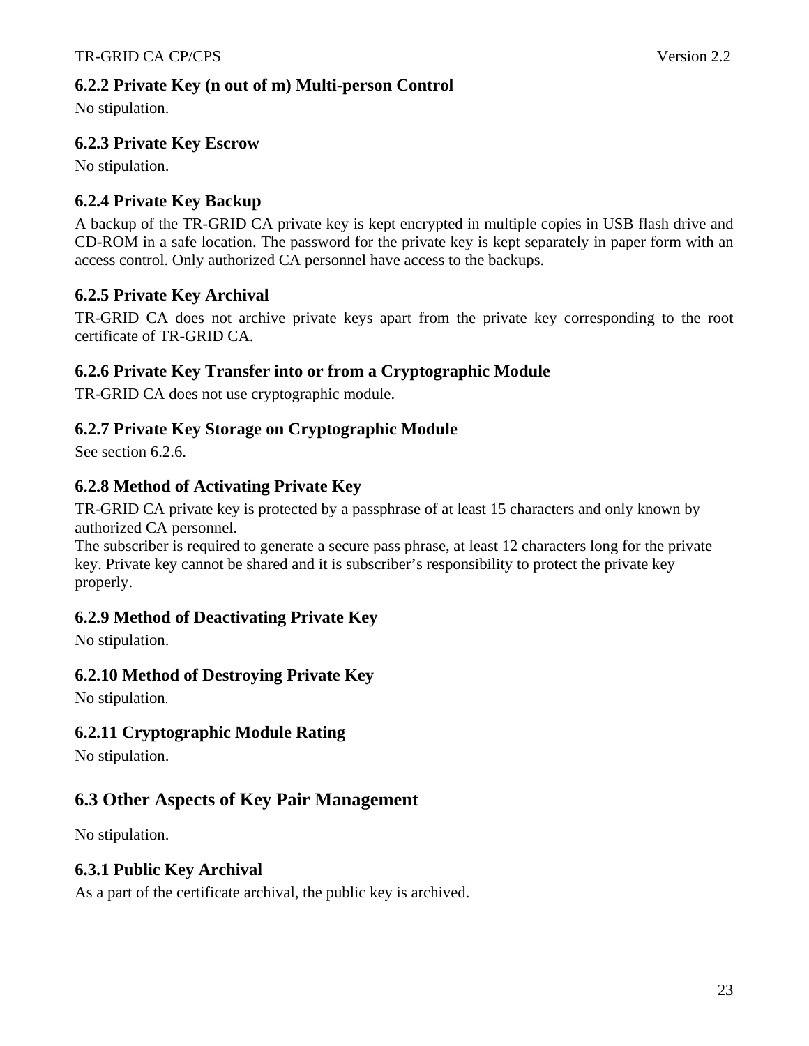### 6.2.2 Private Key (n out of m) Multi-person Control

No stipulation.

### 6.2.3 Private Key Escrow

No stipulation.

### 6.2.4 Private Key Backup

A backup of the TR-GRID CA private key is kept encrypted in multiple copies in USB flash drive and CD-ROM in a safe location. The password for the private key is kept separately in paper form with an access control. Only authorized CA personnel have access to the backups.

### 6.2.5 Private Key Archival

TR-GRID CA does not archive private keys apart from the private key corresponding to the root certificate of TR-GRID CA.

### 6.2.6 Private Key Transfer into or from a Cryptographic Module

TR-GRID CA does not use cryptographic module.

### 6.2.7 Private Key Storage on Cryptographic Module

See section 6.2.6.

### 6.2.8 Method of Activating Private Key

TR-GRID CA private key is protected by a passphrase of at least 15 characters and only known by authorized CA personnel.
The subscriber is required to generate a secure pass phrase, at least 12 characters long for the private key. Private key cannot be shared and it is subscriber's responsibility to protect the private key properly.

### 6.2.9 Method of Deactivating Private Key

No stipulation.

### 6.2.10 Method of Destroying Private Key

No stipulation.

### 6.2.11 Cryptographic Module Rating

No stipulation.

## 6.3 Other Aspects of Key Pair Management

No stipulation.

### 6.3.1 Public Key Archival

As a part of the certificate archival, the public key is archived.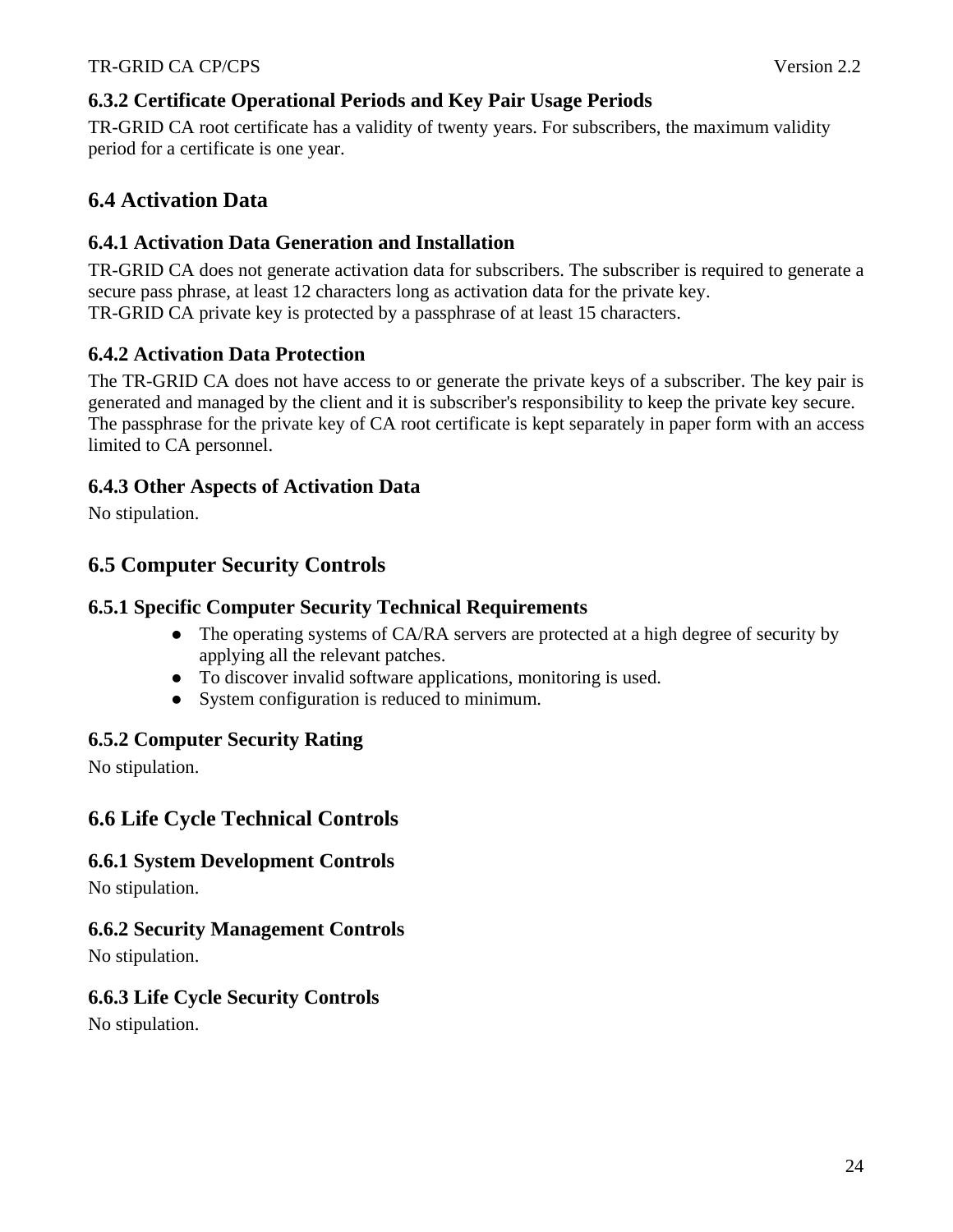### 6.3.2 Certificate Operational Periods and Key Pair Usage Periods

TR-GRID CA root certificate has a validity of twenty years. For subscribers, the maximum validity period for a certificate is one year.

## 6.4 Activation Data

### 6.4.1 Activation Data Generation and Installation

TR-GRID CA does not generate activation data for subscribers. The subscriber is required to generate a secure pass phrase, at least 12 characters long as activation data for the private key.
TR-GRID CA private key is protected by a passphrase of at least 15 characters.

### 6.4.2 Activation Data Protection

The TR-GRID CA does not have access to or generate the private keys of a subscriber. The key pair is generated and managed by the client and it is subscriber's responsibility to keep the private key secure. The passphrase for the private key of CA root certificate is kept separately in paper form with an access limited to CA personnel.

### 6.4.3 Other Aspects of Activation Data

No stipulation.

## 6.5 Computer Security Controls

### 6.5.1 Specific Computer Security Technical Requirements

- The operating systems of CA/RA servers are protected at a high degree of security by applying all the relevant patches.
- To discover invalid software applications, monitoring is used.
- System configuration is reduced to minimum.

### 6.5.2 Computer Security Rating

No stipulation.

## 6.6 Life Cycle Technical Controls

### 6.6.1 System Development Controls

No stipulation.

### 6.6.2 Security Management Controls

No stipulation.

### 6.6.3 Life Cycle Security Controls

No stipulation.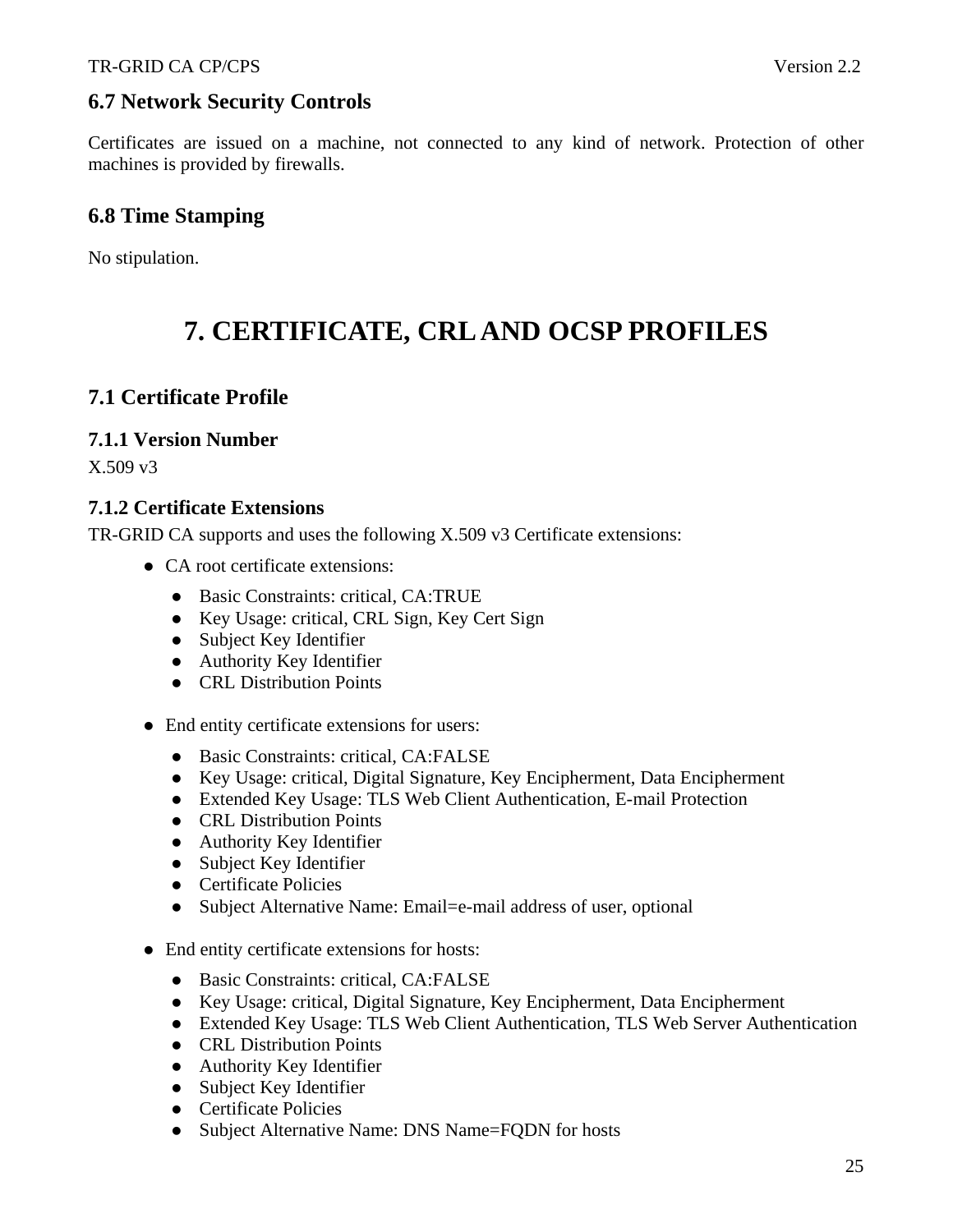## 6.7 Network Security Controls

Certificates are issued on a machine, not connected to any kind of network. Protection of other machines is provided by firewalls.

## 6.8 Time Stamping

No stipulation.

# 7. CERTIFICATE, CRL AND OCSP PROFILES

## 7.1 Certificate Profile

### 7.1.1 Version Number

X.509 v3

### 7.1.2 Certificate Extensions

TR-GRID CA supports and uses the following X.509 v3 Certificate extensions:

- CA root certificate extensions:
  - Basic Constraints: critical, CA:TRUE
  - Key Usage: critical, CRL Sign, Key Cert Sign
  - Subject Key Identifier
  - Authority Key Identifier
  - CRL Distribution Points
- End entity certificate extensions for users:
  - Basic Constraints: critical, CA:FALSE
  - Key Usage: critical, Digital Signature, Key Encipherment, Data Encipherment
  - Extended Key Usage: TLS Web Client Authentication, E-mail Protection
  - CRL Distribution Points
  - Authority Key Identifier
  - Subject Key Identifier
  - Certificate Policies
  - Subject Alternative Name: Email=e-mail address of user, optional
- End entity certificate extensions for hosts:
  - Basic Constraints: critical, CA:FALSE
  - Key Usage: critical, Digital Signature, Key Encipherment, Data Encipherment
  - Extended Key Usage: TLS Web Client Authentication, TLS Web Server Authentication
  - CRL Distribution Points
  - Authority Key Identifier
  - Subject Key Identifier
  - Certificate Policies
  - Subject Alternative Name: DNS Name=FQDN for hosts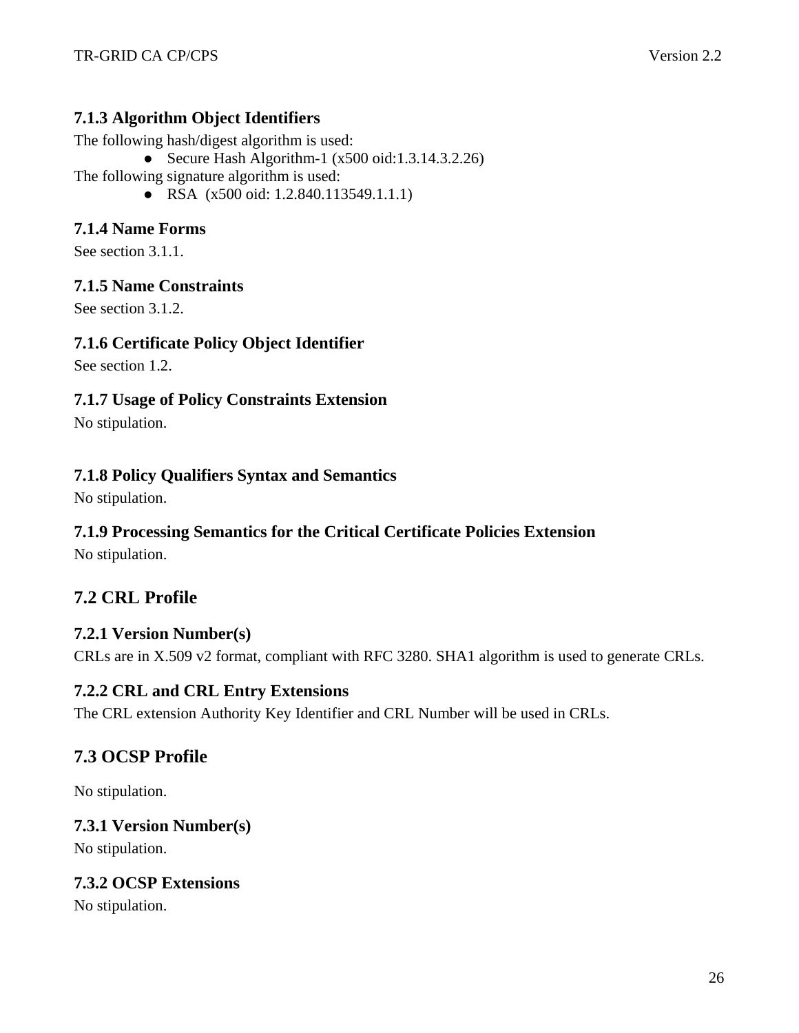### 7.1.3 Algorithm Object Identifiers

The following hash/digest algorithm is used:

- Secure Hash Algorithm-1 (x500 oid:1.3.14.3.2.26)

The following signature algorithm is used:

- RSA (x500 oid: 1.2.840.113549.1.1.1)

### 7.1.4 Name Forms

See section 3.1.1.

### 7.1.5 Name Constraints

See section 3.1.2.

### 7.1.6 Certificate Policy Object Identifier

See section 1.2.

### 7.1.7 Usage of Policy Constraints Extension

No stipulation.

### 7.1.8 Policy Qualifiers Syntax and Semantics

No stipulation.

### 7.1.9 Processing Semantics for the Critical Certificate Policies Extension

No stipulation.

## 7.2 CRL Profile

### 7.2.1 Version Number(s)

CRLs are in X.509 v2 format, compliant with RFC 3280. SHA1 algorithm is used to generate CRLs.

### 7.2.2 CRL and CRL Entry Extensions

The CRL extension Authority Key Identifier and CRL Number will be used in CRLs.

## 7.3 OCSP Profile

No stipulation.

### 7.3.1 Version Number(s)

No stipulation.

### 7.3.2 OCSP Extensions

No stipulation.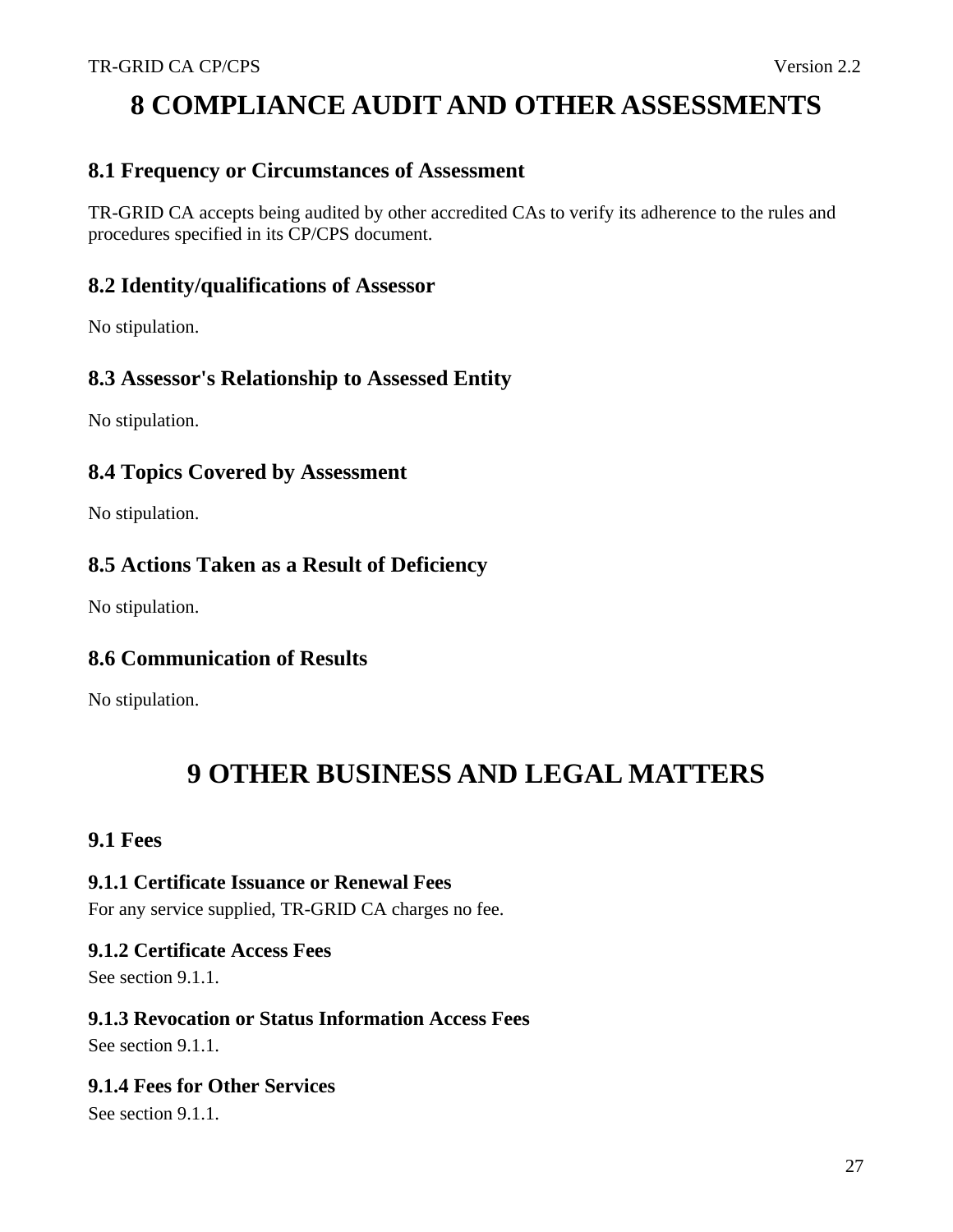# 8 COMPLIANCE AUDIT AND OTHER ASSESSMENTS

## 8.1 Frequency or Circumstances of Assessment

TR-GRID CA accepts being audited by other accredited CAs to verify its adherence to the rules and procedures specified in its CP/CPS document.

## 8.2 Identity/qualifications of Assessor

No stipulation.

## 8.3 Assessor's Relationship to Assessed Entity

No stipulation.

## 8.4 Topics Covered by Assessment

No stipulation.

## 8.5 Actions Taken as a Result of Deficiency

No stipulation.

## 8.6 Communication of Results

No stipulation.

# 9 OTHER BUSINESS AND LEGAL MATTERS

## 9.1 Fees

### 9.1.1 Certificate Issuance or Renewal Fees

For any service supplied, TR-GRID CA charges no fee.

### 9.1.2 Certificate Access Fees

See section 9.1.1.

### 9.1.3 Revocation or Status Information Access Fees

See section 9.1.1.

### 9.1.4 Fees for Other Services

See section 9.1.1.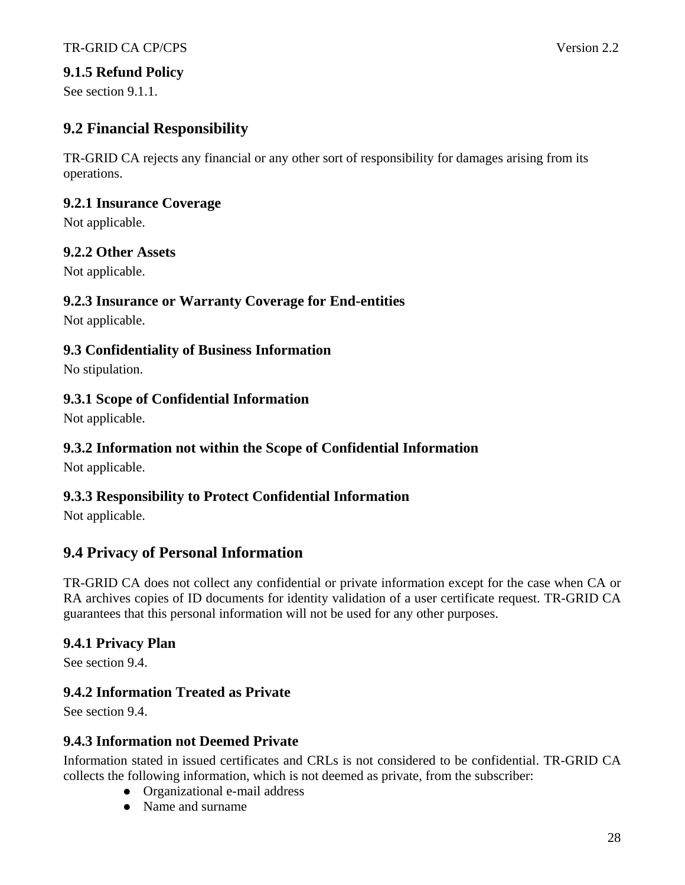### 9.1.5 Refund Policy

See section 9.1.1.

## 9.2 Financial Responsibility

TR-GRID CA rejects any financial or any other sort of responsibility for damages arising from its operations.

### 9.2.1 Insurance Coverage

Not applicable.

### 9.2.2 Other Assets

Not applicable.

### 9.2.3 Insurance or Warranty Coverage for End-entities

Not applicable.

### 9.3 Confidentiality of Business Information

No stipulation.

### 9.3.1 Scope of Confidential Information

Not applicable.

### 9.3.2 Information not within the Scope of Confidential Information

Not applicable.

### 9.3.3 Responsibility to Protect Confidential Information

Not applicable.

## 9.4 Privacy of Personal Information

TR-GRID CA does not collect any confidential or private information except for the case when CA or RA archives copies of ID documents for identity validation of a user certificate request. TR-GRID CA guarantees that this personal information will not be used for any other purposes.

### 9.4.1 Privacy Plan

See section 9.4.

### 9.4.2 Information Treated as Private

See section 9.4.

### 9.4.3 Information not Deemed Private

Information stated in issued certificates and CRLs is not considered to be confidential. TR-GRID CA collects the following information, which is not deemed as private, from the subscriber:

- Organizational e-mail address
- Name and surname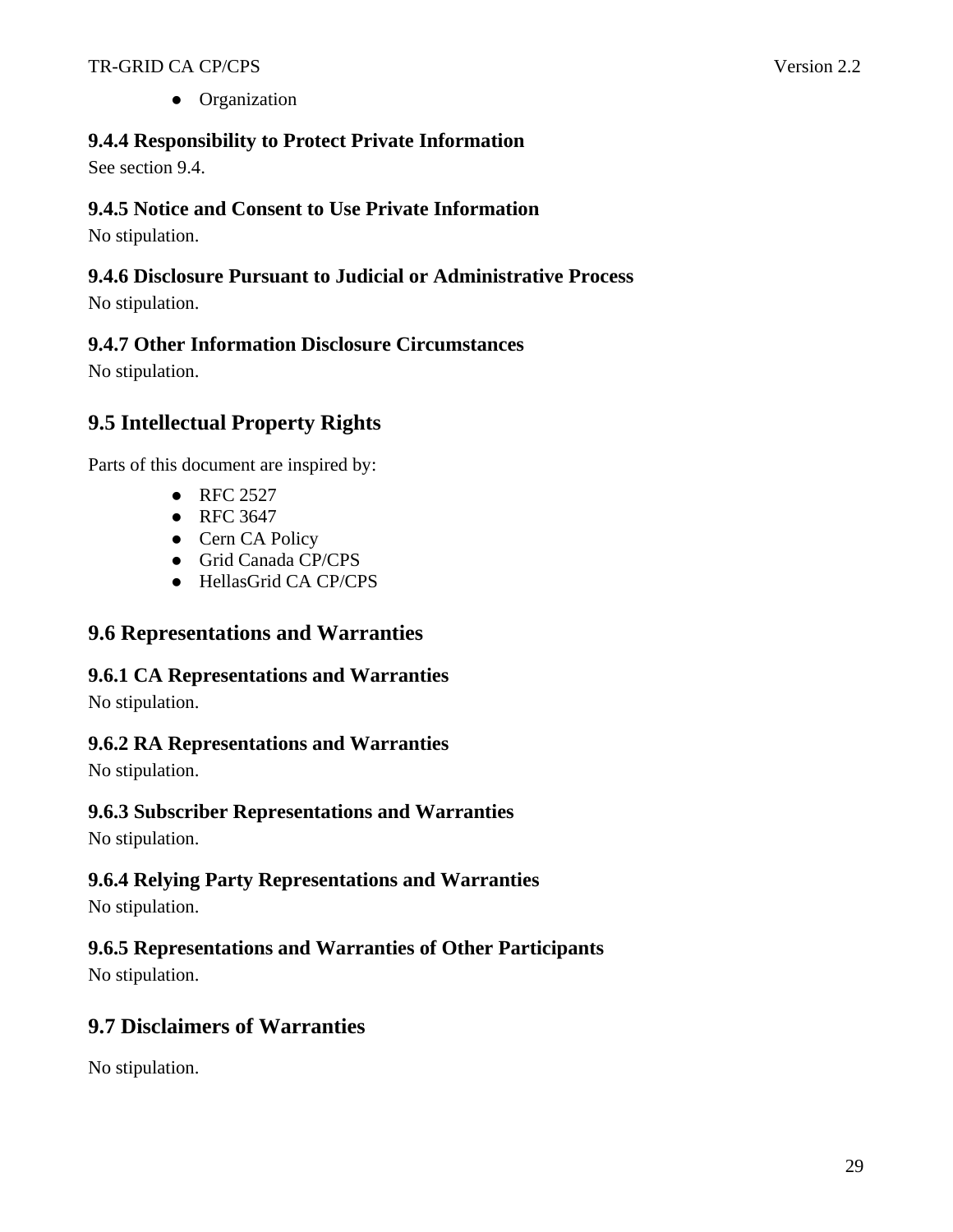- Organization

### 9.4.4 Responsibility to Protect Private Information

See section 9.4.

### 9.4.5 Notice and Consent to Use Private Information

No stipulation.

### 9.4.6 Disclosure Pursuant to Judicial or Administrative Process

No stipulation.

### 9.4.7 Other Information Disclosure Circumstances

No stipulation.

## 9.5 Intellectual Property Rights

Parts of this document are inspired by:

- RFC 2527
- RFC 3647
- Cern CA Policy
- Grid Canada CP/CPS
- HellasGrid CA CP/CPS

## 9.6 Representations and Warranties

### 9.6.1 CA Representations and Warranties

No stipulation.

### 9.6.2 RA Representations and Warranties

No stipulation.

### 9.6.3 Subscriber Representations and Warranties

No stipulation.

### 9.6.4 Relying Party Representations and Warranties

No stipulation.

### 9.6.5 Representations and Warranties of Other Participants

No stipulation.

## 9.7 Disclaimers of Warranties

No stipulation.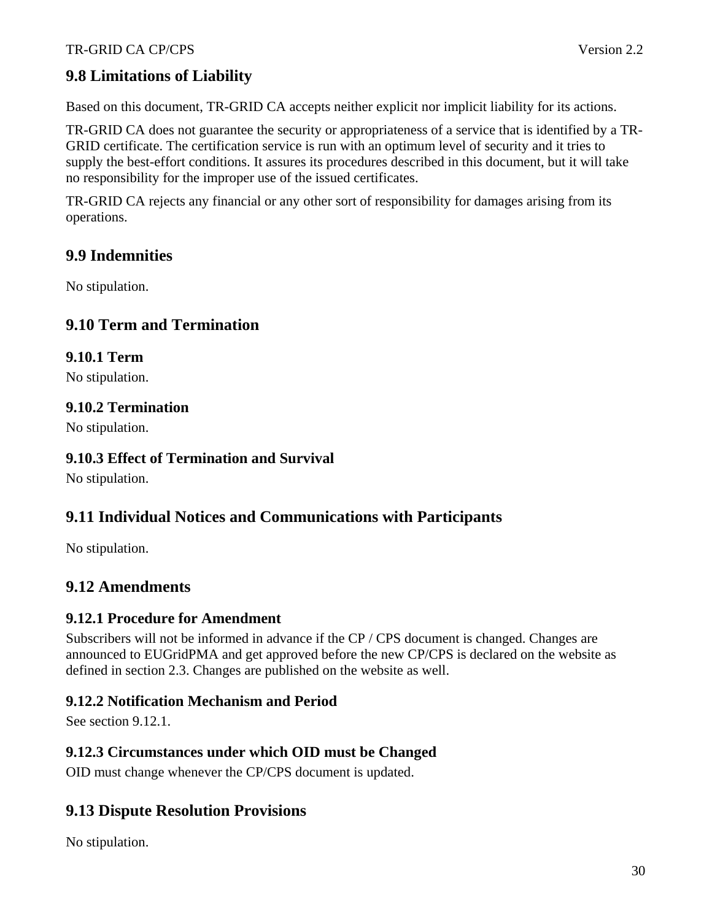## 9.8 Limitations of Liability

Based on this document, TR-GRID CA accepts neither explicit nor implicit liability for its actions.

TR-GRID CA does not guarantee the security or appropriateness of a service that is identified by a TR-GRID certificate. The certification service is run with an optimum level of security and it tries to supply the best-effort conditions. It assures its procedures described in this document, but it will take no responsibility for the improper use of the issued certificates.

TR-GRID CA rejects any financial or any other sort of responsibility for damages arising from its operations.

## 9.9 Indemnities

No stipulation.

## 9.10 Term and Termination

### 9.10.1 Term

No stipulation.

### 9.10.2 Termination

No stipulation.

### 9.10.3 Effect of Termination and Survival

No stipulation.

## 9.11 Individual Notices and Communications with Participants

No stipulation.

## 9.12 Amendments

### 9.12.1 Procedure for Amendment

Subscribers will not be informed in advance if the CP / CPS document is changed. Changes are announced to EUGridPMA and get approved before the new CP/CPS is declared on the website as defined in section 2.3. Changes are published on the website as well.

### 9.12.2 Notification Mechanism and Period

See section 9.12.1.

### 9.12.3 Circumstances under which OID must be Changed

OID must change whenever the CP/CPS document is updated.

## 9.13 Dispute Resolution Provisions

No stipulation.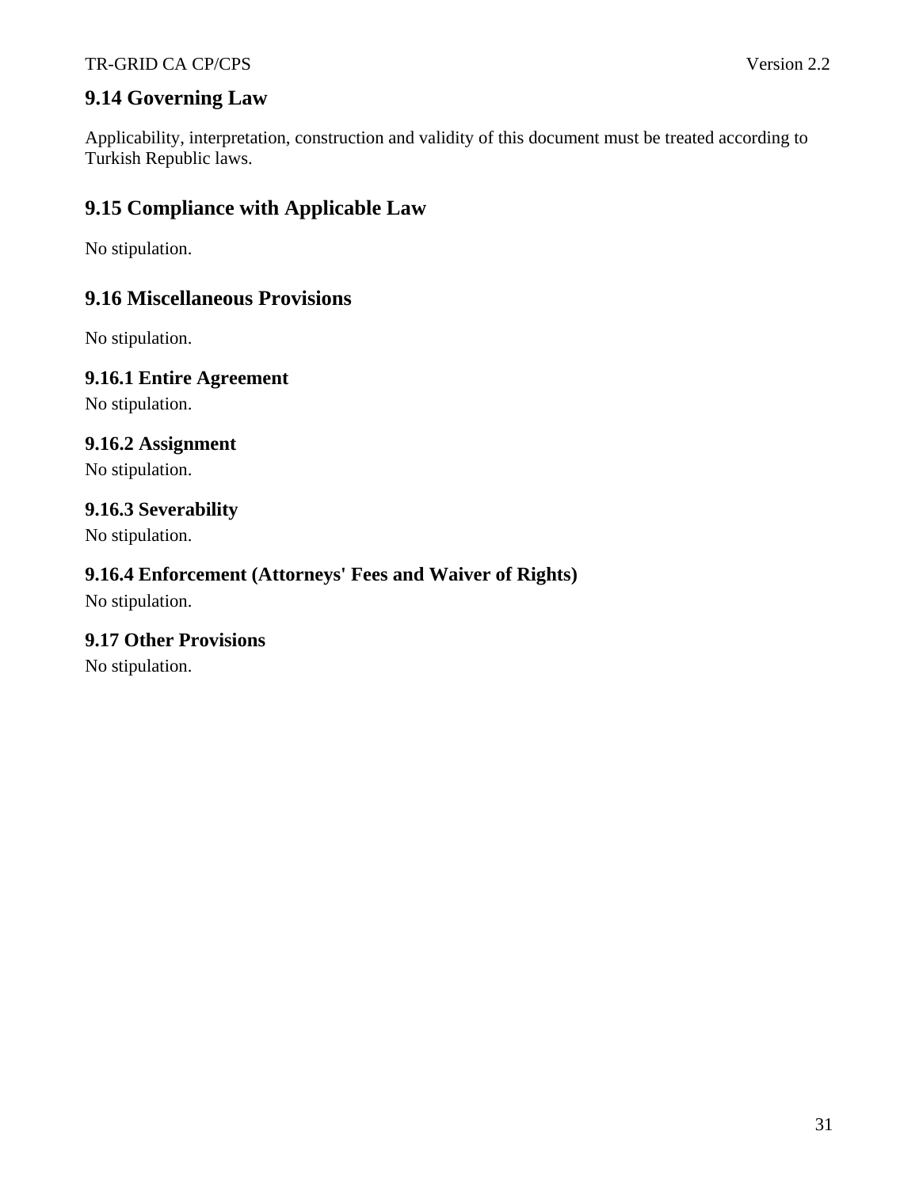## 9.14 Governing Law

Applicability, interpretation, construction and validity of this document must be treated according to Turkish Republic laws.

## 9.15 Compliance with Applicable Law

No stipulation.

## 9.16 Miscellaneous Provisions

No stipulation.

### 9.16.1 Entire Agreement

No stipulation.

### 9.16.2 Assignment

No stipulation.

### 9.16.3 Severability

No stipulation.

### 9.16.4 Enforcement (Attorneys' Fees and Waiver of Rights)

No stipulation.

### 9.17 Other Provisions

No stipulation.